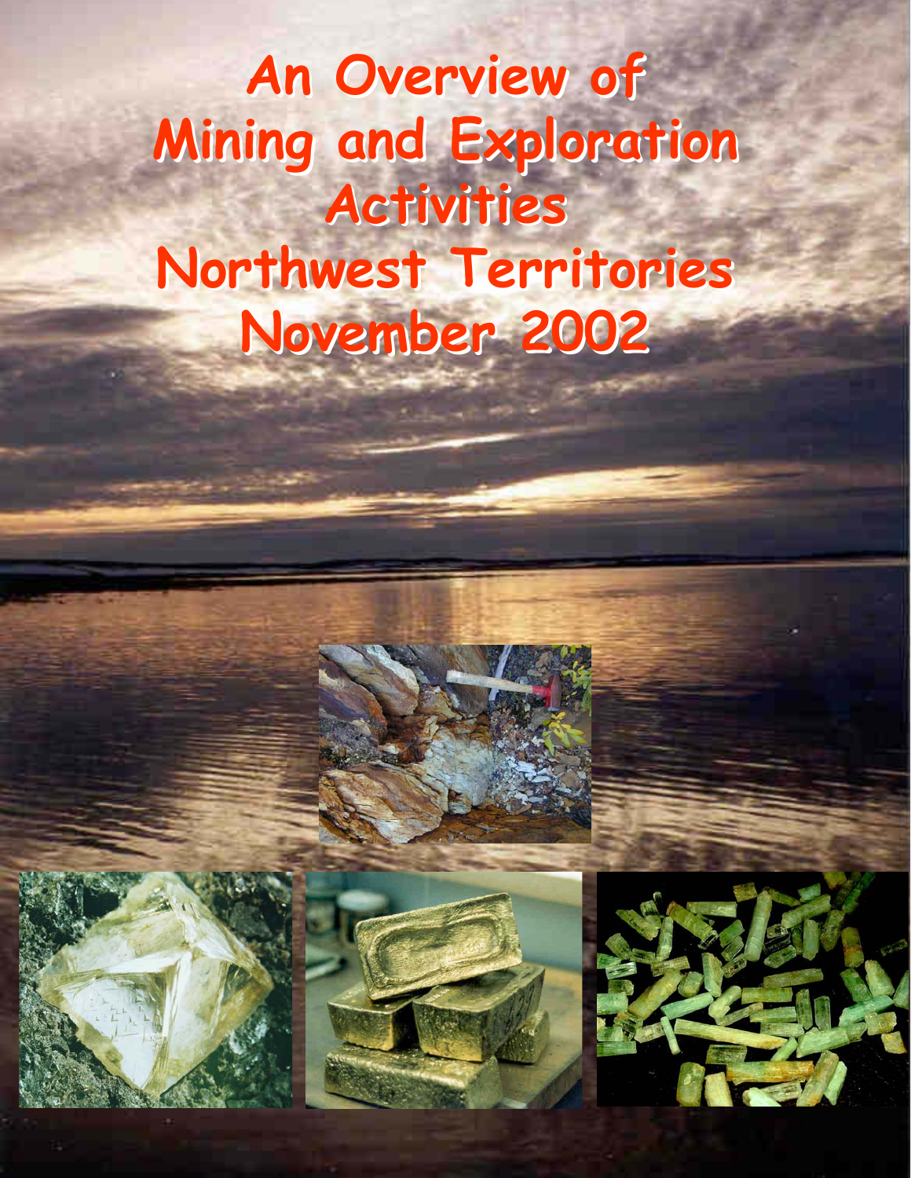# An Overview of Mining and Exploration Activities Northwest Territories November 2002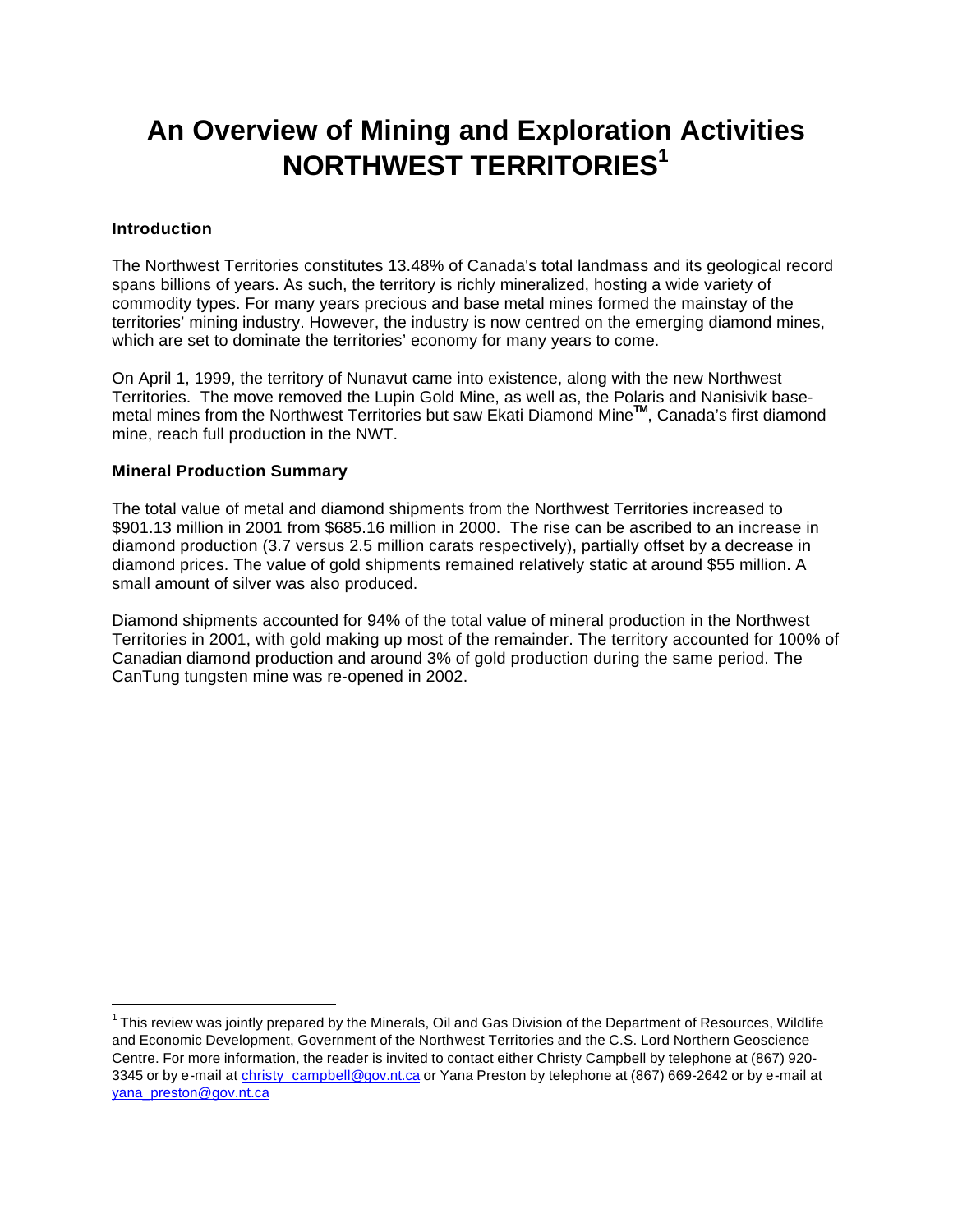# An Overview of Mining and Exploration Activities NORTHWEST TERRITORIES[1]

### Introduction

The Northwest Territories constitutes 13.48% of Canada's total landmass and its geological record spans billions of years. As such, the territory is richly mineralized, hosting a wide variety of commodity types. For many years precious and base metal mines formed the mainstay of the territories' mining industry. However, the industry is now centred on the emerging diamond mines, which are set to dominate the territories' economy for many years to come.

On April 1, 1999, the territory of Nunavut came into existence, along with the new Northwest Territories. The move removed the Lupin Gold Mine, as well as, the Polaris and Nanisivik base-metal mines from the Northwest Territories but saw Ekati Diamond Mine™, Canada's first diamond mine, reach full production in the NWT.

### Mineral Production Summary

The total value of metal and diamond shipments from the Northwest Territories increased to $901.13 million in 2001 from $685.16 million in 2000. The rise can be ascribed to an increase in diamond production (3.7 versus 2.5 million carats respectively), partially offset by a decrease in diamond prices. The value of gold shipments remained relatively static at around $55 million. A small amount of silver was also produced.

Diamond shipments accounted for 94% of the total value of mineral production in the Northwest Territories in 2001, with gold making up most of the remainder. The territory accounted for 100% of Canadian diamond production and around 3% of gold production during the same period. The CanTung tungsten mine was re-opened in 2002.

---

[1] This review was jointly prepared by the Minerals, Oil and Gas Division of the Department of Resources, Wildlife and Economic Development, Government of the Northwest Territories and the C.S. Lord Northern Geoscience Centre. For more information, the reader is invited to contact either Christy Campbell by telephone at (867) 920-3345 or by e-mail at christy_campbell@gov.nt.ca or Yana Preston by telephone at (867) 669-2642 or by e-mail at yana_preston@gov.nt.ca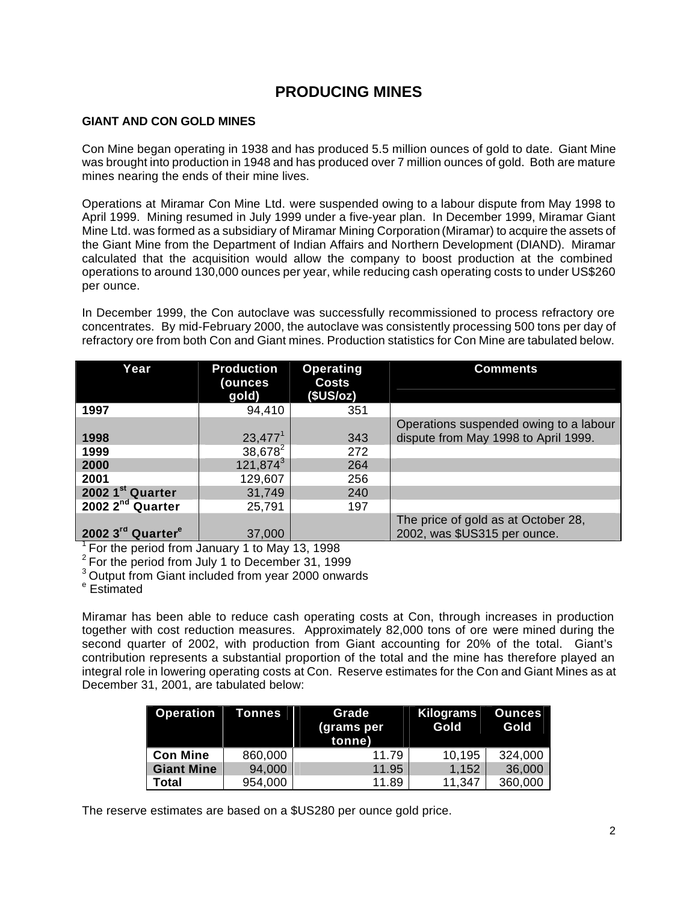# PRODUCING MINES

**GIANT AND CON GOLD MINES**

Con Mine began operating in 1938 and has produced 5.5 million ounces of gold to date. Giant Mine was brought into production in 1948 and has produced over 7 million ounces of gold. Both are mature mines nearing the ends of their mine lives.

Operations at Miramar Con Mine Ltd. were suspended owing to a labour dispute from May 1998 to April 1999. Mining resumed in July 1999 under a five-year plan. In December 1999, Miramar Giant Mine Ltd. was formed as a subsidiary of Miramar Mining Corporation (Miramar) to acquire the assets of the Giant Mine from the Department of Indian Affairs and Northern Development (DIAND). Miramar calculated that the acquisition would allow the company to boost production at the combined operations to around 130,000 ounces per year, while reducing cash operating costs to under US$260 per ounce.

In December 1999, the Con autoclave was successfully recommissioned to process refractory ore concentrates. By mid-February 2000, the autoclave was consistently processing 500 tons per day of refractory ore from both Con and Giant mines. Production statistics for Con Mine are tabulated below.

| Year | Production (ounces gold) | Operating Costs ($US/oz) | Comments |
|---|---|---|---|
| 1997 | 94,410 | 351 | |
| 1998 | 23,477[1] | 343 | Operations suspended owing to a labour dispute from May 1998 to April 1999. |
| 1999 | 38,678[2] | 272 | |
| 2000 | 121,874[3] | 264 | |
| 2001 | 129,607 | 256 | |
| 2002 1st Quarter | 31,749 | 240 | |
| 2002 2nd Quarter | 25,791 | 197 | |
| 2002 3rd Quarter[e] | 37,000 | | The price of gold as at October 28, 2002, was $US315 per ounce. |

[1] For the period from January 1 to May 13, 1998
[2] For the period from July 1 to December 31, 1999
[3] Output from Giant included from year 2000 onwards
[e] Estimated

Miramar has been able to reduce cash operating costs at Con, through increases in production together with cost reduction measures. Approximately 82,000 tons of ore were mined during the second quarter of 2002, with production from Giant accounting for 20% of the total. Giant's contribution represents a substantial proportion of the total and the mine has therefore played an integral role in lowering operating costs at Con. Reserve estimates for the Con and Giant Mines as at December 31, 2001, are tabulated below:

| Operation | Tonnes | Grade (grams per tonne) | Kilograms Gold | Ounces Gold |
|---|---|---|---|---|
| Con Mine | 860,000 | 11.79 | 10,195 | 324,000 |
| Giant Mine | 94,000 | 11.95 | 1,152 | 36,000 |
| Total | 954,000 | 11.89 | 11,347 | 360,000 |

The reserve estimates are based on a $US280 per ounce gold price.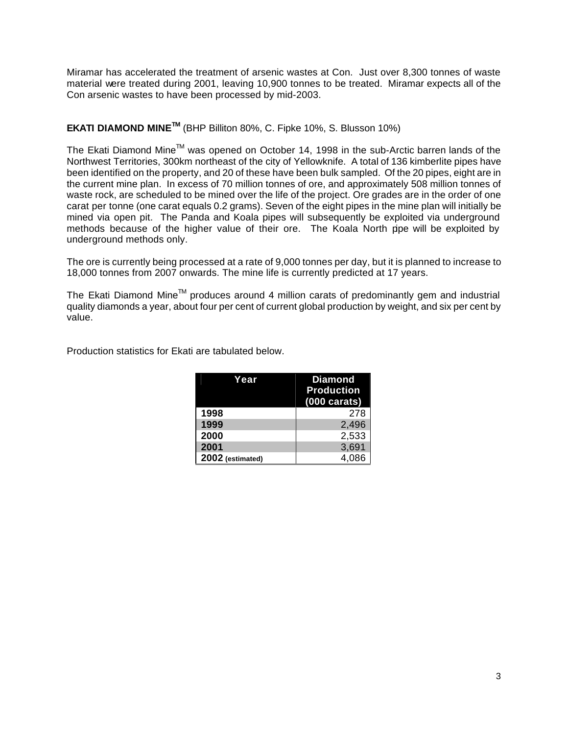Miramar has accelerated the treatment of arsenic wastes at Con. Just over 8,300 tonnes of waste material were treated during 2001, leaving 10,900 tonnes to be treated. Miramar expects all of the Con arsenic wastes to have been processed by mid-2003.

**EKATI DIAMOND MINE™** (BHP Billiton 80%, C. Fipke 10%, S. Blusson 10%)

The Ekati Diamond Mine™ was opened on October 14, 1998 in the sub-Arctic barren lands of the Northwest Territories, 300km northeast of the city of Yellowknife. A total of 136 kimberlite pipes have been identified on the property, and 20 of these have been bulk sampled. Of the 20 pipes, eight are in the current mine plan. In excess of 70 million tonnes of ore, and approximately 508 million tonnes of waste rock, are scheduled to be mined over the life of the project. Ore grades are in the order of one carat per tonne (one carat equals 0.2 grams). Seven of the eight pipes in the mine plan will initially be mined via open pit. The Panda and Koala pipes will subsequently be exploited via underground methods because of the higher value of their ore. The Koala North pipe will be exploited by underground methods only.

The ore is currently being processed at a rate of 9,000 tonnes per day, but it is planned to increase to 18,000 tonnes from 2007 onwards. The mine life is currently predicted at 17 years.

The Ekati Diamond Mine™ produces around 4 million carats of predominantly gem and industrial quality diamonds a year, about four per cent of current global production by weight, and six per cent by value.

Production statistics for Ekati are tabulated below.

| Year | Diamond Production (000 carats) |
|---|---:|
| **1998** | 278 |
| **1999** | 2,496 |
| **2000** | 2,533 |
| **2001** | 3,691 |
| **2002 (estimated)** | 4,086 |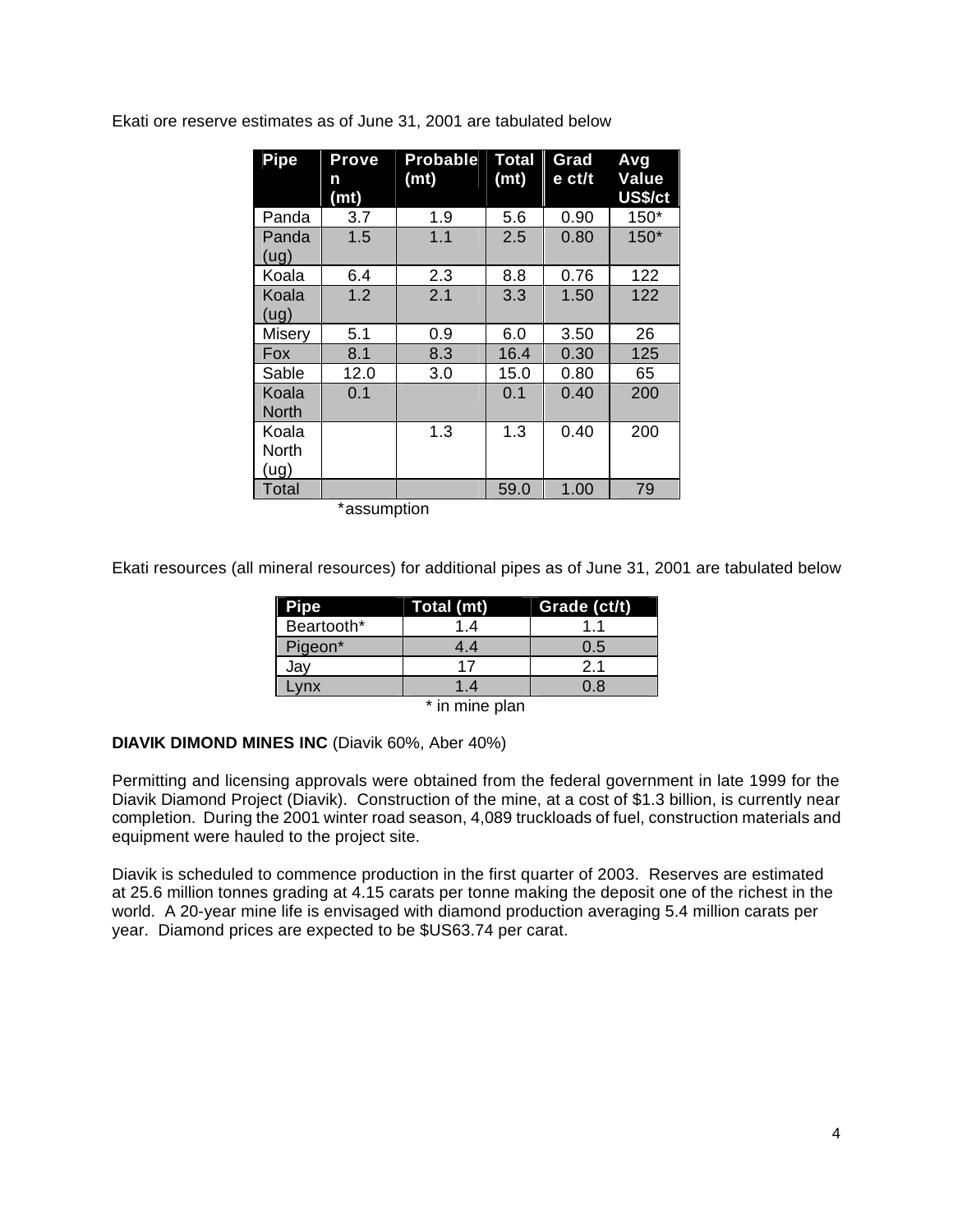Ekati ore reserve estimates as of June 31, 2001 are tabulated below

| Pipe | Proven (mt) | Probable (mt) | Total (mt) | Grade ct/t | Avg Value US$/ct |
|---|---|---|---|---|---|
| Panda | 3.7 | 1.9 | 5.6 | 0.90 | 150* |
| Panda (ug) | 1.5 | 1.1 | 2.5 | 0.80 | 150* |
| Koala | 6.4 | 2.3 | 8.8 | 0.76 | 122 |
| Koala (ug) | 1.2 | 2.1 | 3.3 | 1.50 | 122 |
| Misery | 5.1 | 0.9 | 6.0 | 3.50 | 26 |
| Fox | 8.1 | 8.3 | 16.4 | 0.30 | 125 |
| Sable | 12.0 | 3.0 | 15.0 | 0.80 | 65 |
| Koala North | 0.1 | | 0.1 | 0.40 | 200 |
| Koala North (ug) | | 1.3 | 1.3 | 0.40 | 200 |
| Total | | | 59.0 | 1.00 | 79 |

*assumption

Ekati resources (all mineral resources) for additional pipes as of June 31, 2001 are tabulated below

| Pipe | Total (mt) | Grade (ct/t) |
|---|---|---|
| Beartooth* | 1.4 | 1.1 |
| Pigeon* | 4.4 | 0.5 |
| Jay | 17 | 2.1 |
| Lynx | 1.4 | 0.8 |

* in mine plan

**DIAVIK DIMOND MINES INC** (Diavik 60%, Aber 40%)

Permitting and licensing approvals were obtained from the federal government in late 1999 for the Diavik Diamond Project (Diavik). Construction of the mine, at a cost of $1.3 billion, is currently near completion. During the 2001 winter road season, 4,089 truckloads of fuel, construction materials and equipment were hauled to the project site.

Diavik is scheduled to commence production in the first quarter of 2003. Reserves are estimated at 25.6 million tonnes grading at 4.15 carats per tonne making the deposit one of the richest in the world. A 20-year mine life is envisaged with diamond production averaging 5.4 million carats per year. Diamond prices are expected to be $US63.74 per carat.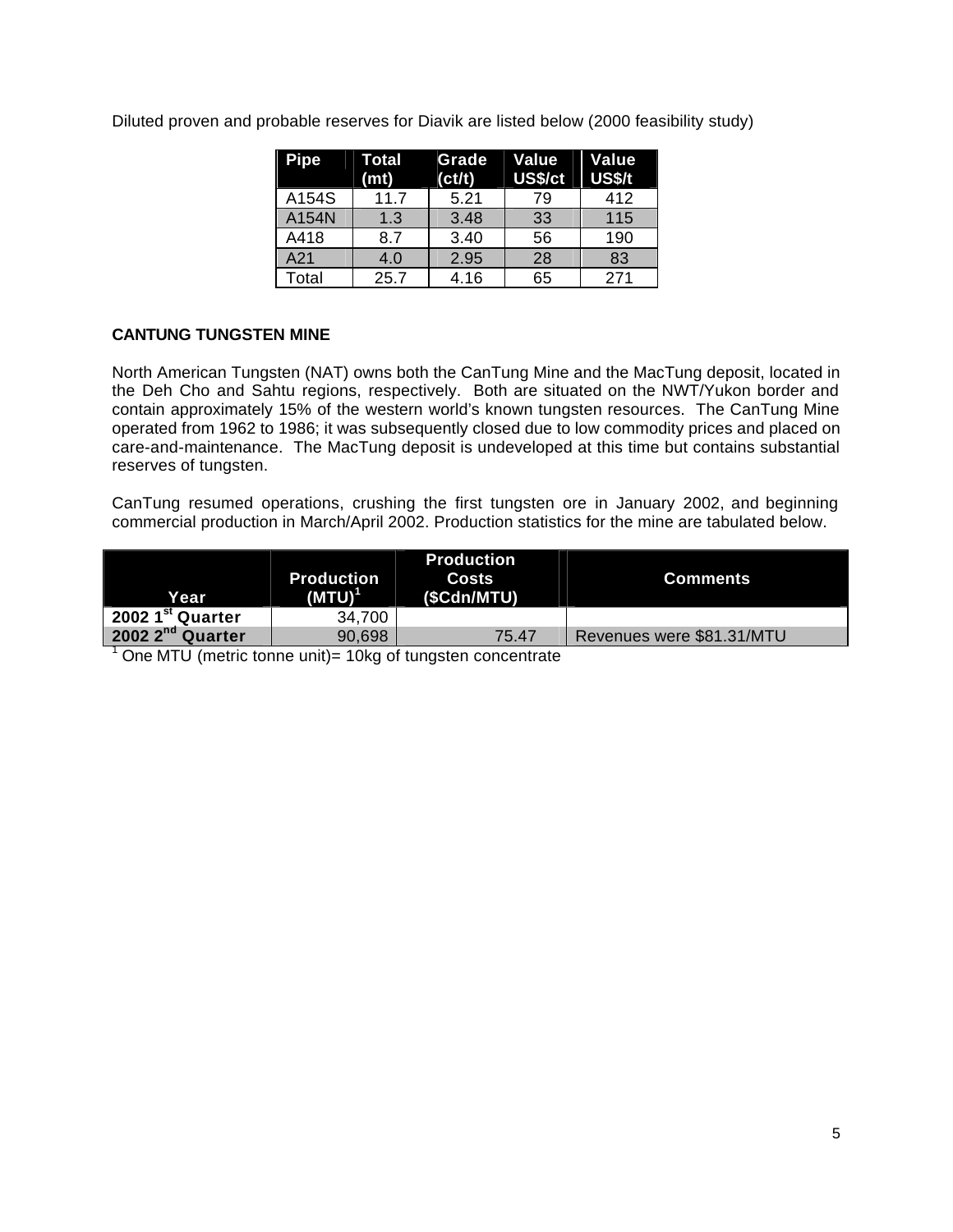Diluted proven and probable reserves for Diavik are listed below (2000 feasibility study)

| Pipe | Total (mt) | Grade (ct/t) | Value US$/ct | Value US$/t |
|---|---|---|---|---|
| A154S | 11.7 | 5.21 | 79 | 412 |
| A154N | 1.3 | 3.48 | 33 | 115 |
| A418 | 8.7 | 3.40 | 56 | 190 |
| A21 | 4.0 | 2.95 | 28 | 83 |
| Total | 25.7 | 4.16 | 65 | 271 |

**CANTUNG TUNGSTEN MINE**

North American Tungsten (NAT) owns both the CanTung Mine and the MacTung deposit, located in the Deh Cho and Sahtu regions, respectively. Both are situated on the NWT/Yukon border and contain approximately 15% of the western world's known tungsten resources. The CanTung Mine operated from 1962 to 1986; it was subsequently closed due to low commodity prices and placed on care-and-maintenance. The MacTung deposit is undeveloped at this time but contains substantial reserves of tungsten.

CanTung resumed operations, crushing the first tungsten ore in January 2002, and beginning commercial production in March/April 2002. Production statistics for the mine are tabulated below.

| Year | Production (MTU)[1] | Production Costs ($Cdn/MTU) | Comments |
|---|---|---|---|
| **2002 1st Quarter** | 34,700 | | |
| **2002 2nd Quarter** | 90,698 | 75.47 | Revenues were $81.31/MTU |

[1] One MTU (metric tonne unit)= 10kg of tungsten concentrate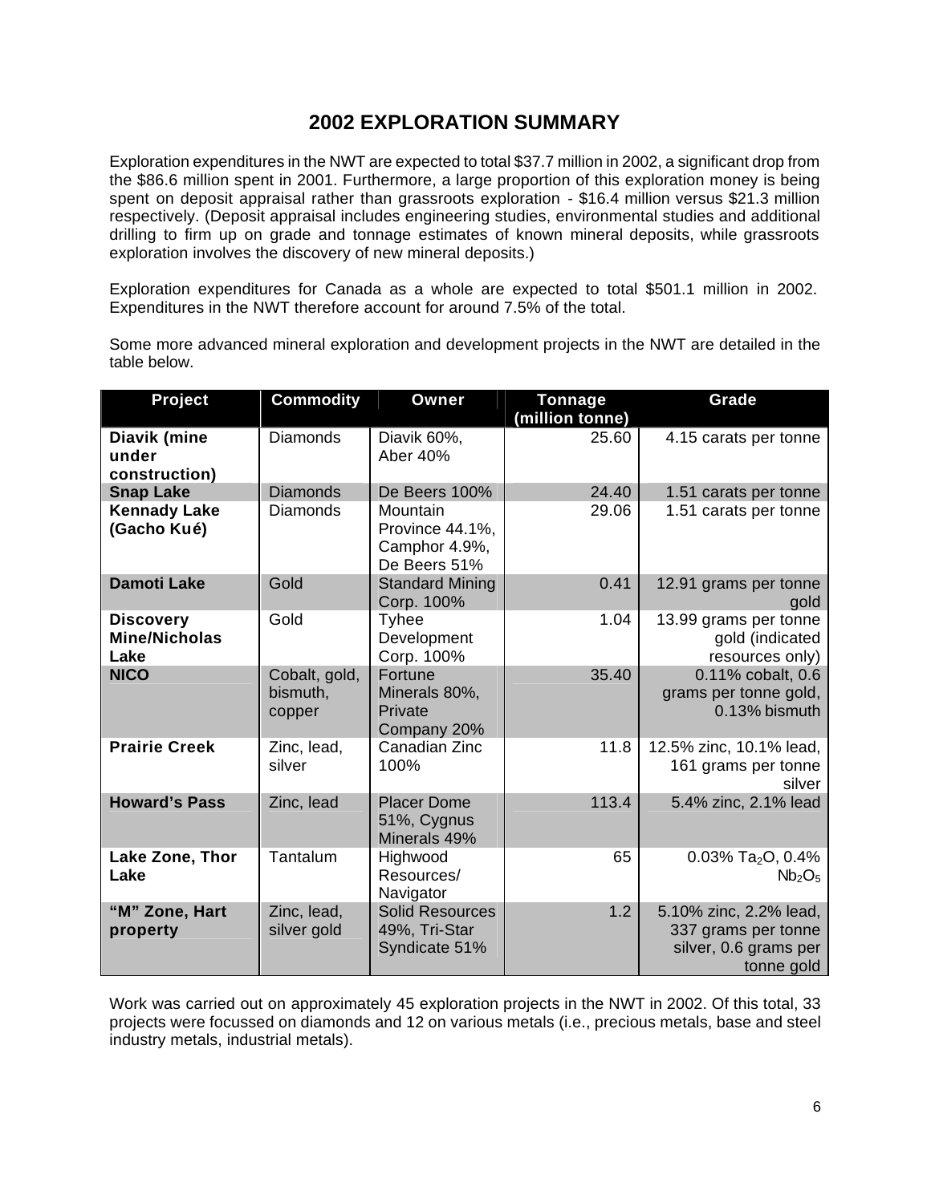# 2002 EXPLORATION SUMMARY

Exploration expenditures in the NWT are expected to total $37.7 million in 2002, a significant drop from the $86.6 million spent in 2001. Furthermore, a large proportion of this exploration money is being spent on deposit appraisal rather than grassroots exploration - $16.4 million versus $21.3 million respectively. (Deposit appraisal includes engineering studies, environmental studies and additional drilling to firm up on grade and tonnage estimates of known mineral deposits, while grassroots exploration involves the discovery of new mineral deposits.)

Exploration expenditures for Canada as a whole are expected to total $501.1 million in 2002. Expenditures in the NWT therefore account for around 7.5% of the total.

Some more advanced mineral exploration and development projects in the NWT are detailed in the table below.

| Project | Commodity | Owner | Tonnage (million tonne) | Grade |
|---|---|---|---|---|
| **Diavik (mine under construction)** | Diamonds | Diavik 60%, Aber 40% | 25.60 | 4.15 carats per tonne |
| **Snap Lake** | Diamonds | De Beers 100% | 24.40 | 1.51 carats per tonne |
| **Kennady Lake (Gacho Kué)** | Diamonds | Mountain Province 44.1%, Camphor 4.9%, De Beers 51% | 29.06 | 1.51 carats per tonne |
| **Damoti Lake** | Gold | Standard Mining Corp. 100% | 0.41 | 12.91 grams per tonne gold |
| **Discovery Mine/Nicholas Lake** | Gold | Tyhee Development Corp. 100% | 1.04 | 13.99 grams per tonne gold (indicated resources only) |
| **NICO** | Cobalt, gold, bismuth, copper | Fortune Minerals 80%, Private Company 20% | 35.40 | 0.11% cobalt, 0.6 grams per tonne gold, 0.13% bismuth |
| **Prairie Creek** | Zinc, lead, silver | Canadian Zinc 100% | 11.8 | 12.5% zinc, 10.1% lead, 161 grams per tonne silver |
| **Howard's Pass** | Zinc, lead | Placer Dome 51%, Cygnus Minerals 49% | 113.4 | 5.4% zinc, 2.1% lead |
| **Lake Zone, Thor Lake** | Tantalum | Highwood Resources/ Navigator | 65 | 0.03% $Ta_2O$, 0.4% $Nb_2O_5$ |
| **"M" Zone, Hart property** | Zinc, lead, silver gold | Solid Resources 49%, Tri-Star Syndicate 51% | 1.2 | 5.10% zinc, 2.2% lead, 337 grams per tonne silver, 0.6 grams per tonne gold |

Work was carried out on approximately 45 exploration projects in the NWT in 2002. Of this total, 33 projects were focussed on diamonds and 12 on various metals (i.e., precious metals, base and steel industry metals, industrial metals).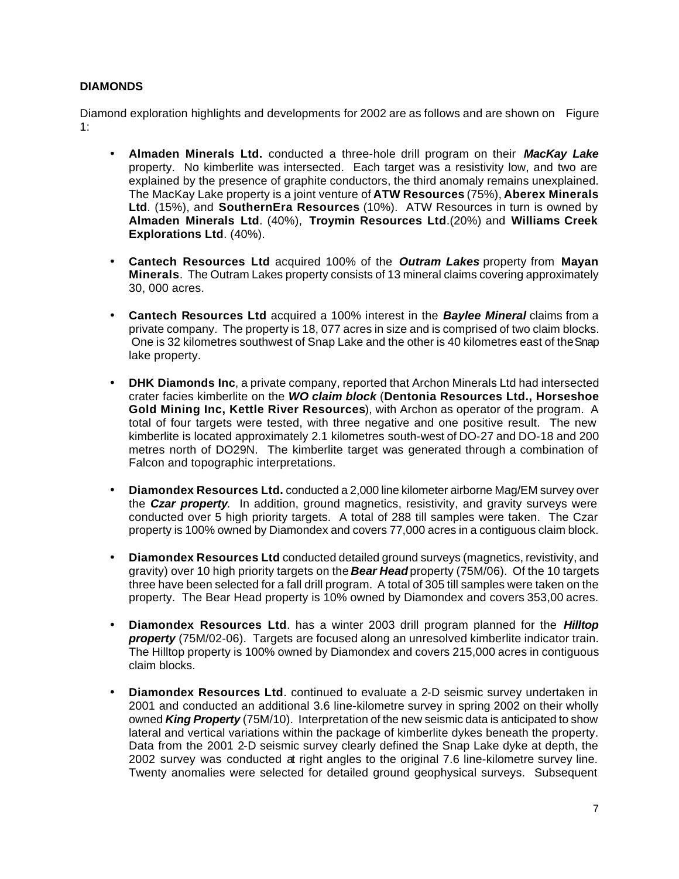**DIAMONDS**

Diamond exploration highlights and developments for 2002 are as follows and are shown on Figure 1:

- **Almaden Minerals Ltd.** conducted a three-hole drill program on their ***MacKay Lake*** property. No kimberlite was intersected. Each target was a resistivity low, and two are explained by the presence of graphite conductors, the third anomaly remains unexplained. The MacKay Lake property is a joint venture of **ATW Resources** (75%), **Aberex Minerals Ltd**. (15%), and **SouthernEra Resources** (10%). ATW Resources in turn is owned by **Almaden Minerals Ltd**. (40%), **Troymin Resources Ltd**.(20%) and **Williams Creek Explorations Ltd**. (40%).

- **Cantech Resources Ltd** acquired 100% of the ***Outram Lakes*** property from **Mayan Minerals**. The Outram Lakes property consists of 13 mineral claims covering approximately 30, 000 acres.

- **Cantech Resources Ltd** acquired a 100% interest in the ***Baylee Mineral*** claims from a private company. The property is 18, 077 acres in size and is comprised of two claim blocks. One is 32 kilometres southwest of Snap Lake and the other is 40 kilometres east of the Snap lake property.

- **DHK Diamonds Inc**, a private company, reported that Archon Minerals Ltd had intersected crater facies kimberlite on the ***WO claim block*** (**Dentonia Resources Ltd., Horseshoe Gold Mining Inc, Kettle River Resources**), with Archon as operator of the program. A total of four targets were tested, with three negative and one positive result. The new kimberlite is located approximately 2.1 kilometres south-west of DO-27 and DO-18 and 200 metres north of DO29N. The kimberlite target was generated through a combination of Falcon and topographic interpretations.

- **Diamondex Resources Ltd.** conducted a 2,000 line kilometer airborne Mag/EM survey over the ***Czar property***. In addition, ground magnetics, resistivity, and gravity surveys were conducted over 5 high priority targets. A total of 288 till samples were taken. The Czar property is 100% owned by Diamondex and covers 77,000 acres in a contiguous claim block.

- **Diamondex Resources Ltd** conducted detailed ground surveys (magnetics, revistivity, and gravity) over 10 high priority targets on the ***Bear Head*** property (75M/06). Of the 10 targets three have been selected for a fall drill program. A total of 305 till samples were taken on the property. The Bear Head property is 10% owned by Diamondex and covers 353,00 acres.

- **Diamondex Resources Ltd**. has a winter 2003 drill program planned for the ***Hilltop property*** (75M/02-06). Targets are focused along an unresolved kimberlite indicator train. The Hilltop property is 100% owned by Diamondex and covers 215,000 acres in contiguous claim blocks.

- **Diamondex Resources Ltd**. continued to evaluate a 2-D seismic survey undertaken in 2001 and conducted an additional 3.6 line-kilometre survey in spring 2002 on their wholly owned ***King Property*** (75M/10). Interpretation of the new seismic data is anticipated to show lateral and vertical variations within the package of kimberlite dykes beneath the property. Data from the 2001 2-D seismic survey clearly defined the Snap Lake dyke at depth, the 2002 survey was conducted at right angles to the original 7.6 line-kilometre survey line. Twenty anomalies were selected for detailed ground geophysical surveys. Subsequent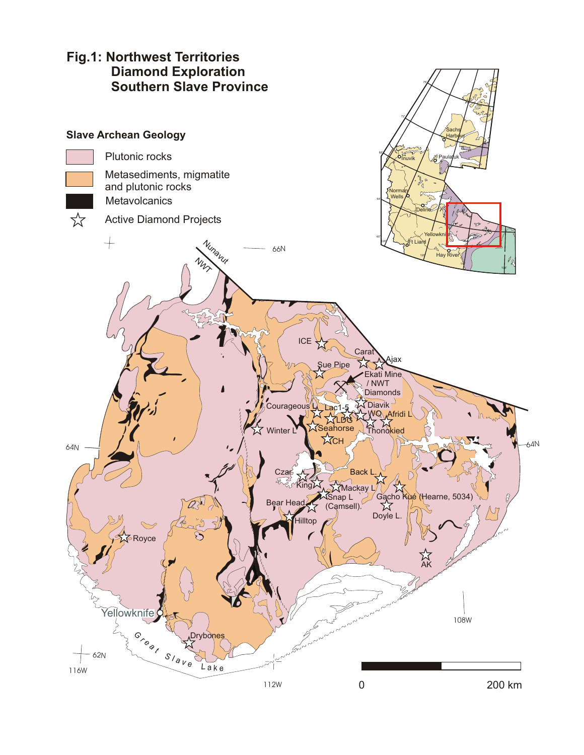# Fig.1: Northwest Territories Diamond Exploration Southern Slave Province

**Slave Archean Geology**

- Plutonic rocks
- Metasediments, migmatite and plutonic rocks
- Metavolcanics
- ☆ Active Diamond Projects

Nunavut / NWT

66N

ICE, Carat, Ajax, Sue Pipe, Ekati Mine / NWT Diamonds, Diavik, Courageous L, Lac1-5, WO, Afridi L, LDG, Seahorse, Thonokied, Winter L, CH, Czar, King, Back L., Mackay L, Snap L (Camsell), Gacho Kué (Hearne, 5034), Bear Head, Doyle L., Hilltop, Royce, AK, Yellowknife, Drybones

64N

Great Slave Lake

62N

116W

112W

108W

0 — 200 km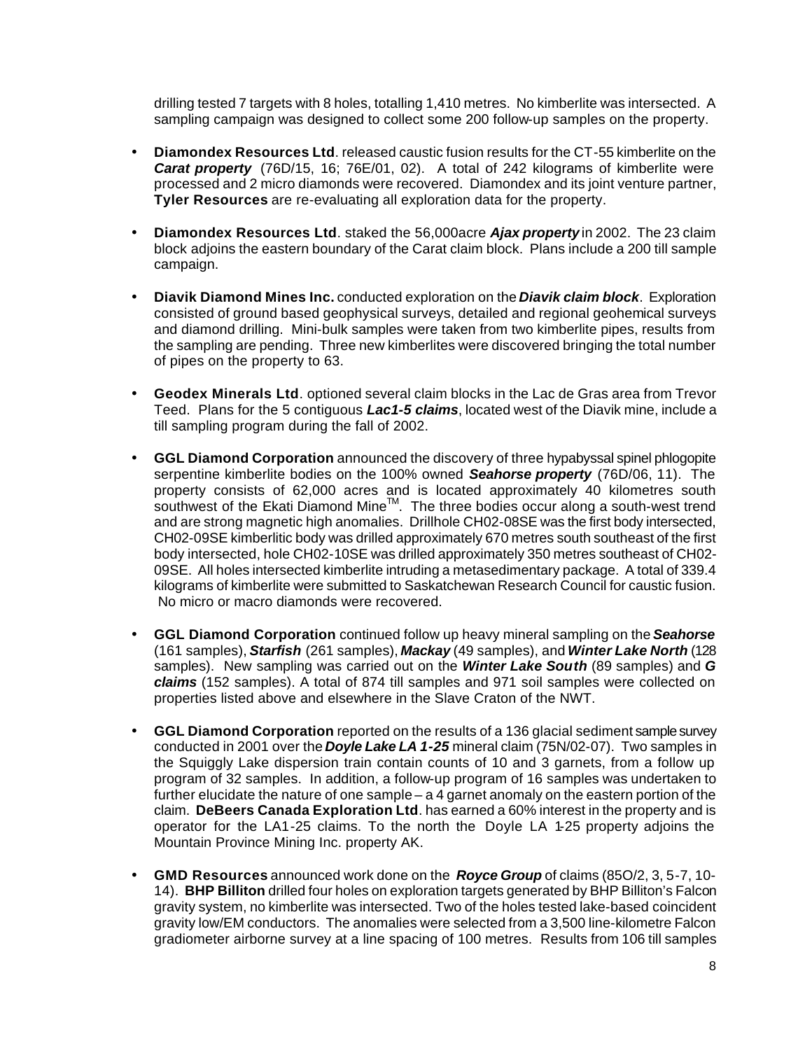drilling tested 7 targets with 8 holes, totalling 1,410 metres. No kimberlite was intersected. A sampling campaign was designed to collect some 200 follow-up samples on the property.

- **Diamondex Resources Ltd**. released caustic fusion results for the CT-55 kimberlite on the ***Carat property*** (76D/15, 16; 76E/01, 02). A total of 242 kilograms of kimberlite were processed and 2 micro diamonds were recovered. Diamondex and its joint venture partner, **Tyler Resources** are re-evaluating all exploration data for the property.

- **Diamondex Resources Ltd**. staked the 56,000acre ***Ajax property*** in 2002. The 23 claim block adjoins the eastern boundary of the Carat claim block. Plans include a 200 till sample campaign.

- **Diavik Diamond Mines Inc.** conducted exploration on the ***Diavik claim block***. Exploration consisted of ground based geophysical surveys, detailed and regional geohemical surveys and diamond drilling. Mini-bulk samples were taken from two kimberlite pipes, results from the sampling are pending. Three new kimberlites were discovered bringing the total number of pipes on the property to 63.

- **Geodex Minerals Ltd**. optioned several claim blocks in the Lac de Gras area from Trevor Teed. Plans for the 5 contiguous ***Lac1-5 claims***, located west of the Diavik mine, include a till sampling program during the fall of 2002.

- **GGL Diamond Corporation** announced the discovery of three hypabyssal spinel phlogopite serpentine kimberlite bodies on the 100% owned ***Seahorse property*** (76D/06, 11). The property consists of 62,000 acres and is located approximately 40 kilometres south southwest of the Ekati Diamond Mine™. The three bodies occur along a south-west trend and are strong magnetic high anomalies. Drillhole CH02-08SE was the first body intersected, CH02-09SE kimberlitic body was drilled approximately 670 metres south southeast of the first body intersected, hole CH02-10SE was drilled approximately 350 metres southeast of CH02-09SE. All holes intersected kimberlite intruding a metasedimentary package. A total of 339.4 kilograms of kimberlite were submitted to Saskatchewan Research Council for caustic fusion. No micro or macro diamonds were recovered.

- **GGL Diamond Corporation** continued follow up heavy mineral sampling on the ***Seahorse*** (161 samples), ***Starfish*** (261 samples), ***Mackay*** (49 samples), and ***Winter Lake North*** (128 samples). New sampling was carried out on the ***Winter Lake South*** (89 samples) and ***G claims*** (152 samples). A total of 874 till samples and 971 soil samples were collected on properties listed above and elsewhere in the Slave Craton of the NWT.

- **GGL Diamond Corporation** reported on the results of a 136 glacial sediment sample survey conducted in 2001 over the ***Doyle Lake LA 1-25*** mineral claim (75N/02-07). Two samples in the Squiggly Lake dispersion train contain counts of 10 and 3 garnets, from a follow up program of 32 samples. In addition, a follow-up program of 16 samples was undertaken to further elucidate the nature of one sample – a 4 garnet anomaly on the eastern portion of the claim. **DeBeers Canada Exploration Ltd**. has earned a 60% interest in the property and is operator for the LA1-25 claims. To the north the Doyle LA 1-25 property adjoins the Mountain Province Mining Inc. property AK.

- **GMD Resources** announced work done on the ***Royce Group*** of claims (85O/2, 3, 5-7, 10-14). **BHP Billiton** drilled four holes on exploration targets generated by BHP Billiton's Falcon gravity system, no kimberlite was intersected. Two of the holes tested lake-based coincident gravity low/EM conductors. The anomalies were selected from a 3,500 line-kilometre Falcon gradiometer airborne survey at a line spacing of 100 metres. Results from 106 till samples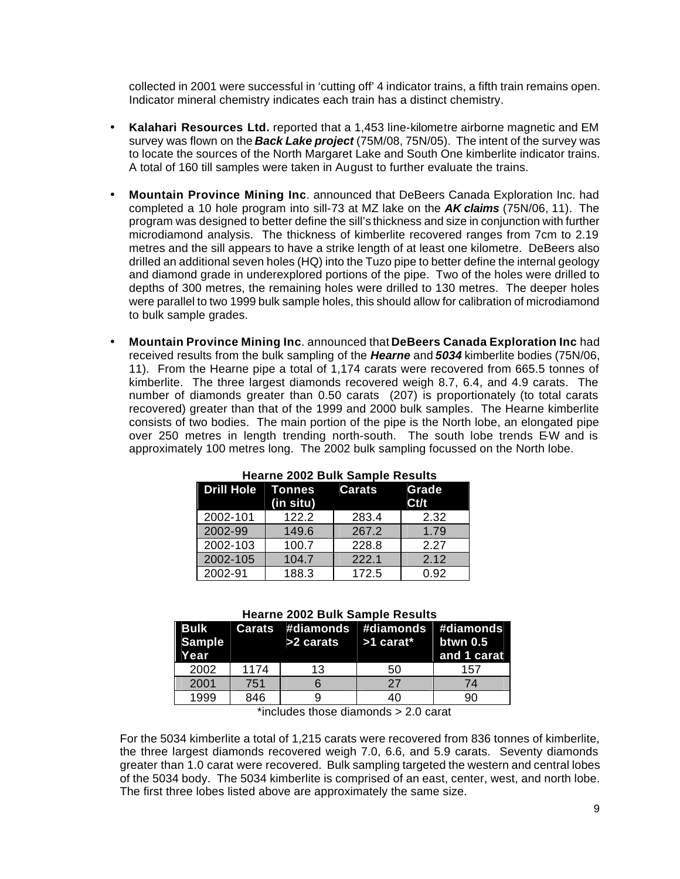collected in 2001 were successful in 'cutting off' 4 indicator trains, a fifth train remains open. Indicator mineral chemistry indicates each train has a distinct chemistry.

- **Kalahari Resources Ltd.** reported that a 1,453 line-kilometre airborne magnetic and EM survey was flown on the ***Back Lake project*** (75M/08, 75N/05). The intent of the survey was to locate the sources of the North Margaret Lake and South One kimberlite indicator trains. A total of 160 till samples were taken in August to further evaluate the trains.

- **Mountain Province Mining Inc**. announced that DeBeers Canada Exploration Inc. had completed a 10 hole program into sill-73 at MZ lake on the ***AK claims*** (75N/06, 11). The program was designed to better define the sill's thickness and size in conjunction with further microdiamond analysis. The thickness of kimberlite recovered ranges from 7cm to 2.19 metres and the sill appears to have a strike length of at least one kilometre. DeBeers also drilled an additional seven holes (HQ) into the Tuzo pipe to better define the internal geology and diamond grade in underexplored portions of the pipe. Two of the holes were drilled to depths of 300 metres, the remaining holes were drilled to 130 metres. The deeper holes were parallel to two 1999 bulk sample holes, this should allow for calibration of microdiamond to bulk sample grades.

- **Mountain Province Mining Inc**. announced that **DeBeers Canada Exploration Inc** had received results from the bulk sampling of the ***Hearne*** and ***5034*** kimberlite bodies (75N/06, 11). From the Hearne pipe a total of 1,174 carats were recovered from 665.5 tonnes of kimberlite. The three largest diamonds recovered weigh 8.7, 6.4, and 4.9 carats. The number of diamonds greater than 0.50 carats (207) is proportionately (to total carats recovered) greater than that of the 1999 and 2000 bulk samples. The Hearne kimberlite consists of two bodies. The main portion of the pipe is the North lobe, an elongated pipe over 250 metres in length trending north-south. The south lobe trends E-W and is approximately 100 metres long. The 2002 bulk sampling focussed on the North lobe.

**Hearne 2002 Bulk Sample Results**

| Drill Hole | Tonnes (in situ) | Carats | Grade Ct/t |
|---|---|---|---|
| 2002-101 | 122.2 | 283.4 | 2.32 |
| 2002-99 | 149.6 | 267.2 | 1.79 |
| 2002-103 | 100.7 | 228.8 | 2.27 |
| 2002-105 | 104.7 | 222.1 | 2.12 |
| 2002-91 | 188.3 | 172.5 | 0.92 |

**Hearne 2002 Bulk Sample Results**

| Bulk Sample Year | Carats | #diamonds >2 carats | #diamonds >1 carat* | #diamonds btwn 0.5 and 1 carat |
|---|---|---|---|---|
| 2002 | 1174 | 13 | 50 | 157 |
| 2001 | 751 | 6 | 27 | 74 |
| 1999 | 846 | 9 | 40 | 90 |

*includes those diamonds > 2.0 carat

For the 5034 kimberlite a total of 1,215 carats were recovered from 836 tonnes of kimberlite, the three largest diamonds recovered weigh 7.0, 6.6, and 5.9 carats. Seventy diamonds greater than 1.0 carat were recovered. Bulk sampling targeted the western and central lobes of the 5034 body. The 5034 kimberlite is comprised of an east, center, west, and north lobe. The first three lobes listed above are approximately the same size.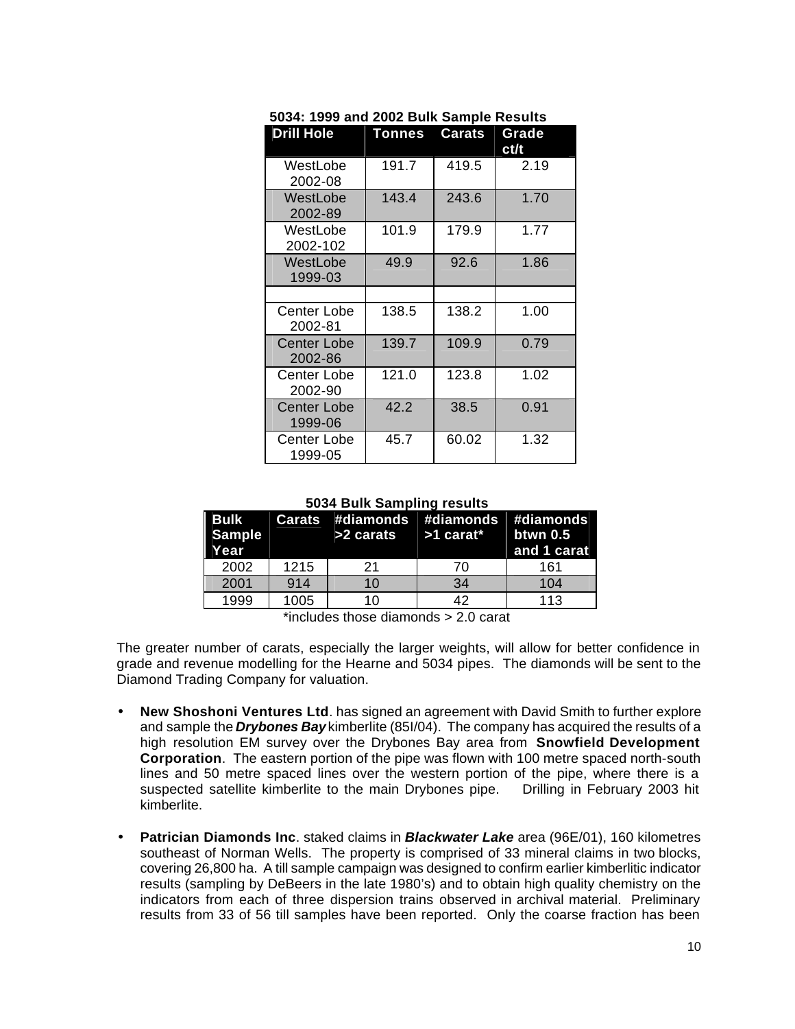**5034: 1999 and 2002 Bulk Sample Results**

| Drill Hole | Tonnes | Carats | Grade ct/t |
|---|---|---|---|
| WestLobe 2002-08 | 191.7 | 419.5 | 2.19 |
| WestLobe 2002-89 | 143.4 | 243.6 | 1.70 |
| WestLobe 2002-102 | 101.9 | 179.9 | 1.77 |
| WestLobe 1999-03 | 49.9 | 92.6 | 1.86 |
| | | | |
| Center Lobe 2002-81 | 138.5 | 138.2 | 1.00 |
| Center Lobe 2002-86 | 139.7 | 109.9 | 0.79 |
| Center Lobe 2002-90 | 121.0 | 123.8 | 1.02 |
| Center Lobe 1999-06 | 42.2 | 38.5 | 0.91 |
| Center Lobe 1999-05 | 45.7 | 60.02 | 1.32 |

**5034 Bulk Sampling results**

| Bulk Sample Year | Carats | #diamonds >2 carats | #diamonds >1 carat* | #diamonds btwn 0.5 and 1 carat |
|---|---|---|---|---|
| 2002 | 1215 | 21 | 70 | 161 |
| 2001 | 914 | 10 | 34 | 104 |
| 1999 | 1005 | 10 | 42 | 113 |

*includes those diamonds > 2.0 carat

The greater number of carats, especially the larger weights, will allow for better confidence in grade and revenue modelling for the Hearne and 5034 pipes. The diamonds will be sent to the Diamond Trading Company for valuation.

- **New Shoshoni Ventures Ltd**. has signed an agreement with David Smith to further explore and sample the ***Drybones Bay*** kimberlite (85I/04). The company has acquired the results of a high resolution EM survey over the Drybones Bay area from **Snowfield Development Corporation**. The eastern portion of the pipe was flown with 100 metre spaced north-south lines and 50 metre spaced lines over the western portion of the pipe, where there is a suspected satellite kimberlite to the main Drybones pipe. Drilling in February 2003 hit kimberlite.

- **Patrician Diamonds Inc**. staked claims in ***Blackwater Lake*** area (96E/01), 160 kilometres southeast of Norman Wells. The property is comprised of 33 mineral claims in two blocks, covering 26,800 ha. A till sample campaign was designed to confirm earlier kimberlitic indicator results (sampling by DeBeers in the late 1980's) and to obtain high quality chemistry on the indicators from each of three dispersion trains observed in archival material. Preliminary results from 33 of 56 till samples have been reported. Only the coarse fraction has been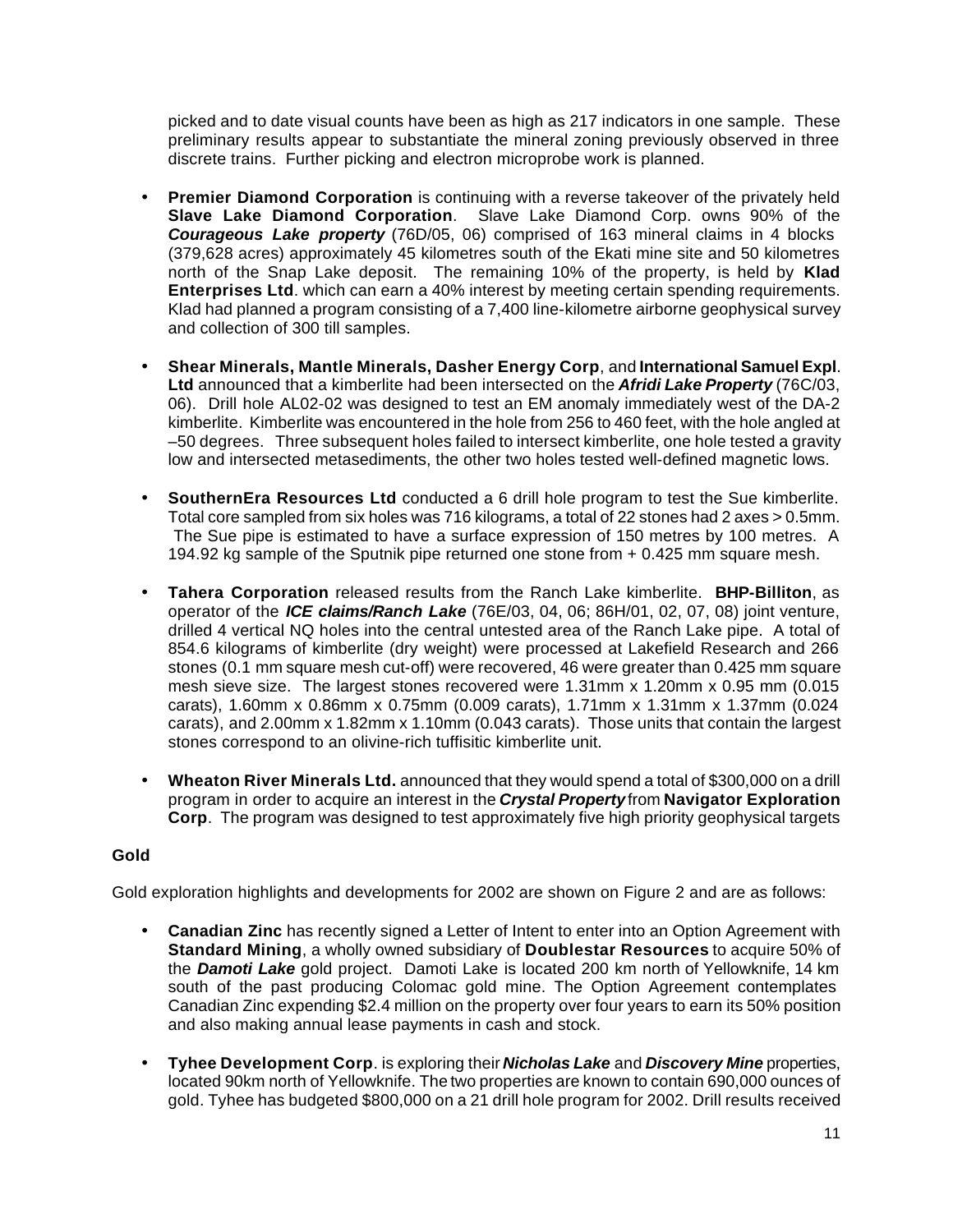picked and to date visual counts have been as high as 217 indicators in one sample. These preliminary results appear to substantiate the mineral zoning previously observed in three discrete trains. Further picking and electron microprobe work is planned.

- **Premier Diamond Corporation** is continuing with a reverse takeover of the privately held **Slave Lake Diamond Corporation**. Slave Lake Diamond Corp. owns 90% of the ***Courageous Lake property*** (76D/05, 06) comprised of 163 mineral claims in 4 blocks (379,628 acres) approximately 45 kilometres south of the Ekati mine site and 50 kilometres north of the Snap Lake deposit. The remaining 10% of the property, is held by **Klad Enterprises Ltd**. which can earn a 40% interest by meeting certain spending requirements. Klad had planned a program consisting of a 7,400 line-kilometre airborne geophysical survey and collection of 300 till samples.

- **Shear Minerals, Mantle Minerals, Dasher Energy Corp**, and **International Samuel Expl. Ltd** announced that a kimberlite had been intersected on the ***Afridi Lake Property*** (76C/03, 06). Drill hole AL02-02 was designed to test an EM anomaly immediately west of the DA-2 kimberlite. Kimberlite was encountered in the hole from 256 to 460 feet, with the hole angled at –50 degrees. Three subsequent holes failed to intersect kimberlite, one hole tested a gravity low and intersected metasediments, the other two holes tested well-defined magnetic lows.

- **SouthernEra Resources Ltd** conducted a 6 drill hole program to test the Sue kimberlite. Total core sampled from six holes was 716 kilograms, a total of 22 stones had 2 axes > 0.5mm. The Sue pipe is estimated to have a surface expression of 150 metres by 100 metres. A 194.92 kg sample of the Sputnik pipe returned one stone from + 0.425 mm square mesh.

- **Tahera Corporation** released results from the Ranch Lake kimberlite. **BHP-Billiton**, as operator of the ***ICE claims/Ranch Lake*** (76E/03, 04, 06; 86H/01, 02, 07, 08) joint venture, drilled 4 vertical NQ holes into the central untested area of the Ranch Lake pipe. A total of 854.6 kilograms of kimberlite (dry weight) were processed at Lakefield Research and 266 stones (0.1 mm square mesh cut-off) were recovered, 46 were greater than 0.425 mm square mesh sieve size. The largest stones recovered were 1.31mm x 1.20mm x 0.95 mm (0.015 carats), 1.60mm x 0.86mm x 0.75mm (0.009 carats), 1.71mm x 1.31mm x 1.37mm (0.024 carats), and 2.00mm x 1.82mm x 1.10mm (0.043 carats). Those units that contain the largest stones correspond to an olivine-rich tuffisitic kimberlite unit.

- **Wheaton River Minerals Ltd.** announced that they would spend a total of $300,000 on a drill program in order to acquire an interest in the ***Crystal Property*** from **Navigator Exploration Corp**. The program was designed to test approximately five high priority geophysical targets

**Gold**

Gold exploration highlights and developments for 2002 are shown on Figure 2 and are as follows:

- **Canadian Zinc** has recently signed a Letter of Intent to enter into an Option Agreement with **Standard Mining**, a wholly owned subsidiary of **Doublestar Resources** to acquire 50% of the ***Damoti Lake*** gold project. Damoti Lake is located 200 km north of Yellowknife, 14 km south of the past producing Colomac gold mine. The Option Agreement contemplates Canadian Zinc expending $2.4 million on the property over four years to earn its 50% position and also making annual lease payments in cash and stock.

- **Tyhee Development Corp**. is exploring their ***Nicholas Lake*** and ***Discovery Mine*** properties, located 90km north of Yellowknife. The two properties are known to contain 690,000 ounces of gold. Tyhee has budgeted $800,000 on a 21 drill hole program for 2002. Drill results received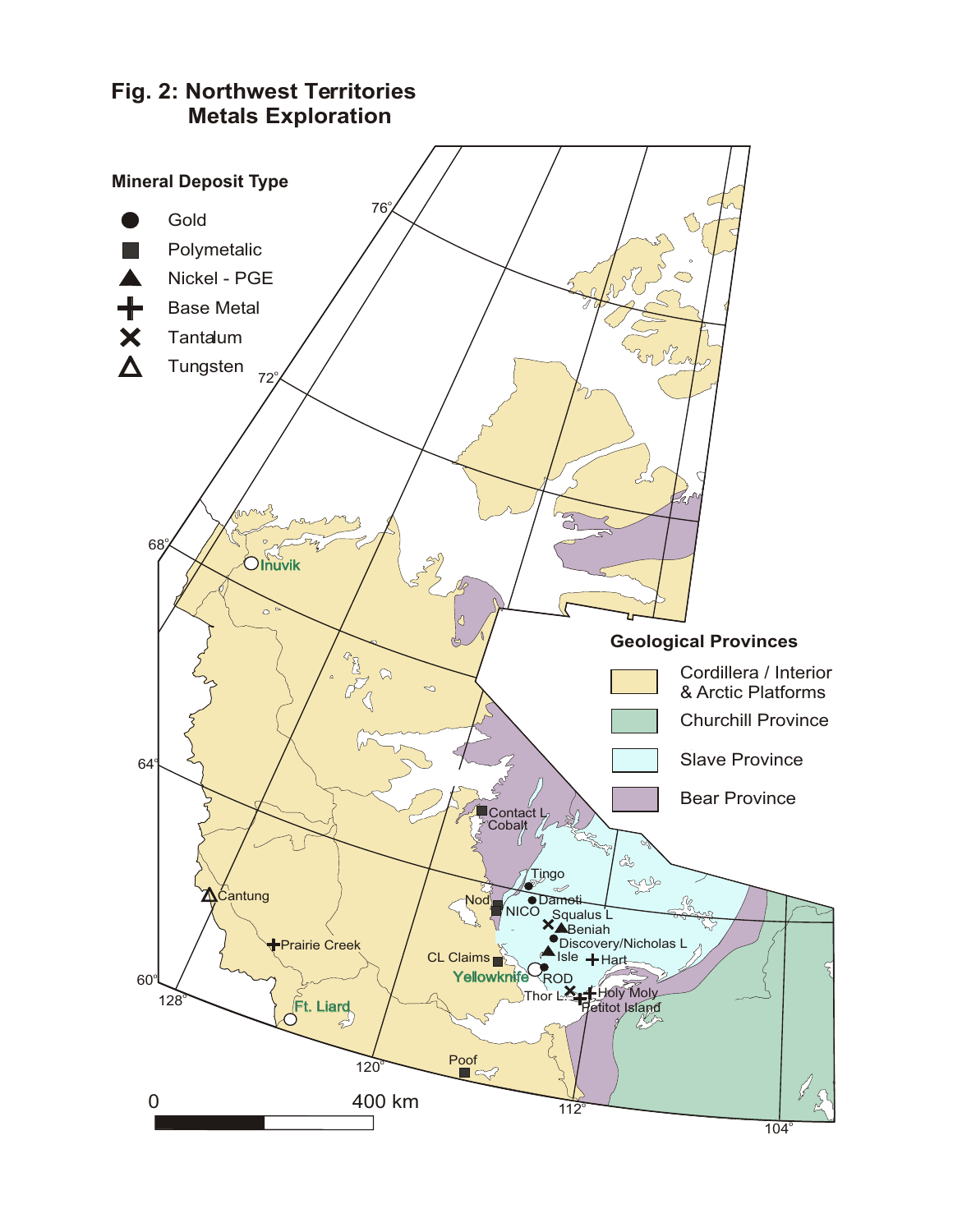## Fig. 2: Northwest Territories Metals Exploration

**Mineral Deposit Type**

- Gold
- Polymetalic
- Nickel - PGE
- Base Metal
- Tantalum
- Tungsten

**Geological Provinces**

- Cordillera / Interior & Arctic Platforms
- Churchill Province
- Slave Province
- Bear Province

Inuvik, Contact L, Cobalt, Tingo, Nod, Damoti, NICO, Squalus L, Beniah, Discovery/Nicholas L, Isle, Hart, CL Claims, Yellowknife, ROD, Thor L, Holy Moly, Petitot Island, Cantung, Prairie Creek, Ft. Liard, Poof

76°, 72°, 68°, 64°, 60°, 128°, 120°, 112°, 104°

0 400 km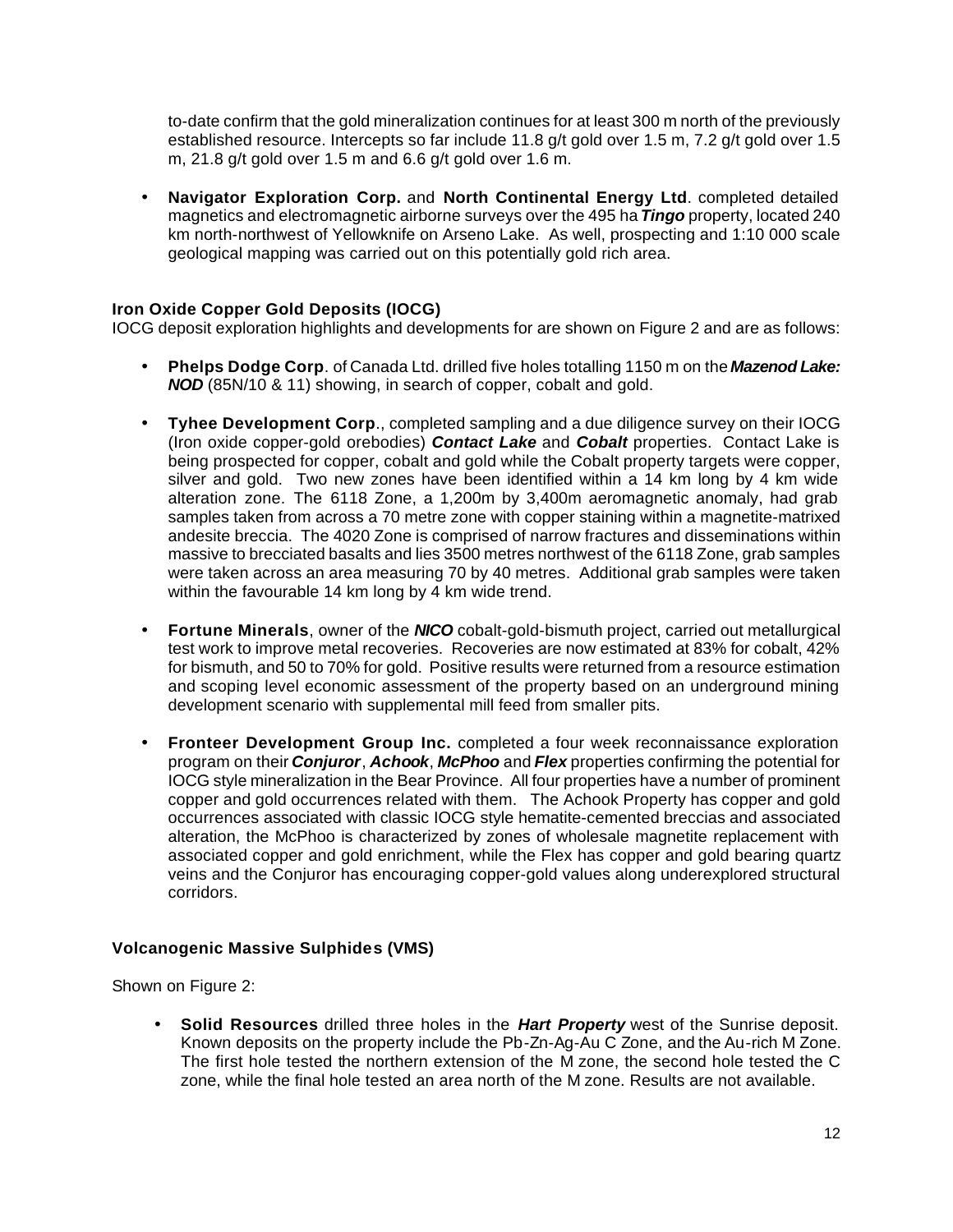to-date confirm that the gold mineralization continues for at least 300 m north of the previously established resource. Intercepts so far include 11.8 g/t gold over 1.5 m, 7.2 g/t gold over 1.5 m, 21.8 g/t gold over 1.5 m and 6.6 g/t gold over 1.6 m.

- **Navigator Exploration Corp.** and **North Continental Energy Ltd**. completed detailed magnetics and electromagnetic airborne surveys over the 495 ha ***Tingo*** property, located 240 km north-northwest of Yellowknife on Arseno Lake. As well, prospecting and 1:10 000 scale geological mapping was carried out on this potentially gold rich area.

### Iron Oxide Copper Gold Deposits (IOCG)

IOCG deposit exploration highlights and developments for are shown on Figure 2 and are as follows:

- **Phelps Dodge Corp**. of Canada Ltd. drilled five holes totalling 1150 m on the ***Mazenod Lake: NOD*** (85N/10 & 11) showing, in search of copper, cobalt and gold.

- **Tyhee Development Corp**., completed sampling and a due diligence survey on their IOCG (Iron oxide copper-gold orebodies) ***Contact Lake*** and ***Cobalt*** properties. Contact Lake is being prospected for copper, cobalt and gold while the Cobalt property targets were copper, silver and gold. Two new zones have been identified within a 14 km long by 4 km wide alteration zone. The 6118 Zone, a 1,200m by 3,400m aeromagnetic anomaly, had grab samples taken from across a 70 metre zone with copper staining within a magnetite-matrixed andesite breccia. The 4020 Zone is comprised of narrow fractures and disseminations within massive to brecciated basalts and lies 3500 metres northwest of the 6118 Zone, grab samples were taken across an area measuring 70 by 40 metres. Additional grab samples were taken within the favourable 14 km long by 4 km wide trend.

- **Fortune Minerals**, owner of the ***NICO*** cobalt-gold-bismuth project, carried out metallurgical test work to improve metal recoveries. Recoveries are now estimated at 83% for cobalt, 42% for bismuth, and 50 to 70% for gold. Positive results were returned from a resource estimation and scoping level economic assessment of the property based on an underground mining development scenario with supplemental mill feed from smaller pits.

- **Fronteer Development Group Inc.** completed a four week reconnaissance exploration program on their ***Conjuror***, ***Achook***, ***McPhoo*** and ***Flex*** properties confirming the potential for IOCG style mineralization in the Bear Province. All four properties have a number of prominent copper and gold occurrences related with them. The Achook Property has copper and gold occurrences associated with classic IOCG style hematite-cemented breccias and associated alteration, the McPhoo is characterized by zones of wholesale magnetite replacement with associated copper and gold enrichment, while the Flex has copper and gold bearing quartz veins and the Conjuror has encouraging copper-gold values along underexplored structural corridors.

### Volcanogenic Massive Sulphides (VMS)

Shown on Figure 2:

- **Solid Resources** drilled three holes in the ***Hart Property*** west of the Sunrise deposit. Known deposits on the property include the Pb-Zn-Ag-Au C Zone, and the Au-rich M Zone. The first hole tested the northern extension of the M zone, the second hole tested the C zone, while the final hole tested an area north of the M zone. Results are not available.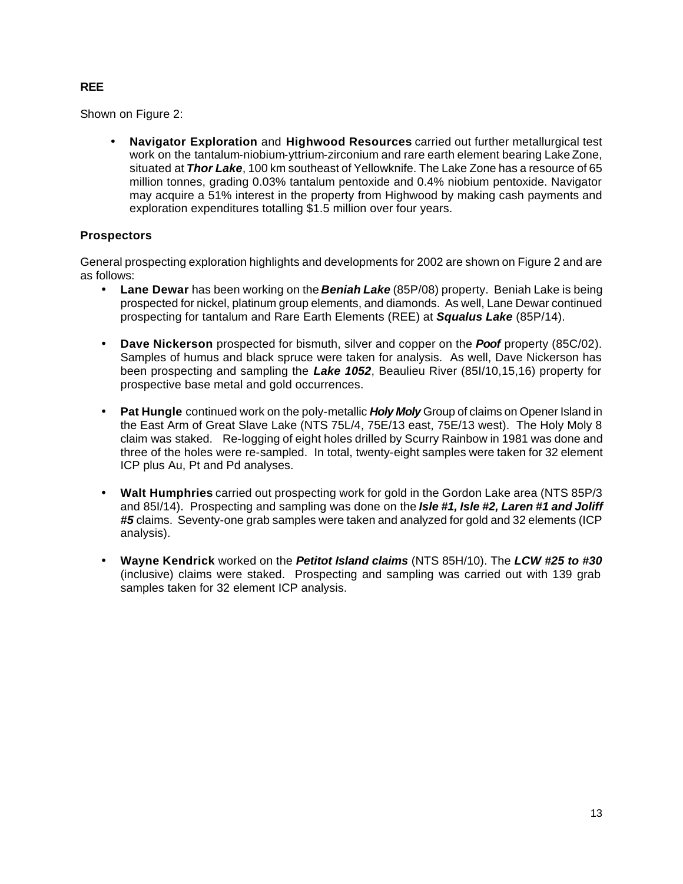**REE**

Shown on Figure 2:

- **Navigator Exploration** and **Highwood Resources** carried out further metallurgical test work on the tantalum-niobium-yttrium-zirconium and rare earth element bearing Lake Zone, situated at ***Thor Lake***, 100 km southeast of Yellowknife. The Lake Zone has a resource of 65 million tonnes, grading 0.03% tantalum pentoxide and 0.4% niobium pentoxide. Navigator may acquire a 51% interest in the property from Highwood by making cash payments and exploration expenditures totalling $1.5 million over four years.

**Prospectors**

General prospecting exploration highlights and developments for 2002 are shown on Figure 2 and are as follows:

- **Lane Dewar** has been working on the ***Beniah Lake*** (85P/08) property. Beniah Lake is being prospected for nickel, platinum group elements, and diamonds. As well, Lane Dewar continued prospecting for tantalum and Rare Earth Elements (REE) at ***Squalus Lake*** (85P/14).

- **Dave Nickerson** prospected for bismuth, silver and copper on the ***Poof*** property (85C/02). Samples of humus and black spruce were taken for analysis. As well, Dave Nickerson has been prospecting and sampling the ***Lake 1052***, Beaulieu River (85I/10,15,16) property for prospective base metal and gold occurrences.

- **Pat Hungle** continued work on the poly-metallic ***Holy Moly*** Group of claims on Opener Island in the East Arm of Great Slave Lake (NTS 75L/4, 75E/13 east, 75E/13 west). The Holy Moly 8 claim was staked. Re-logging of eight holes drilled by Scurry Rainbow in 1981 was done and three of the holes were re-sampled. In total, twenty-eight samples were taken for 32 element ICP plus Au, Pt and Pd analyses.

- **Walt Humphries** carried out prospecting work for gold in the Gordon Lake area (NTS 85P/3 and 85I/14). Prospecting and sampling was done on the ***Isle #1, Isle #2, Laren #1 and Joliff #5*** claims. Seventy-one grab samples were taken and analyzed for gold and 32 elements (ICP analysis).

- **Wayne Kendrick** worked on the ***Petitot Island claims*** (NTS 85H/10). The ***LCW #25 to #30*** (inclusive) claims were staked. Prospecting and sampling was carried out with 139 grab samples taken for 32 element ICP analysis.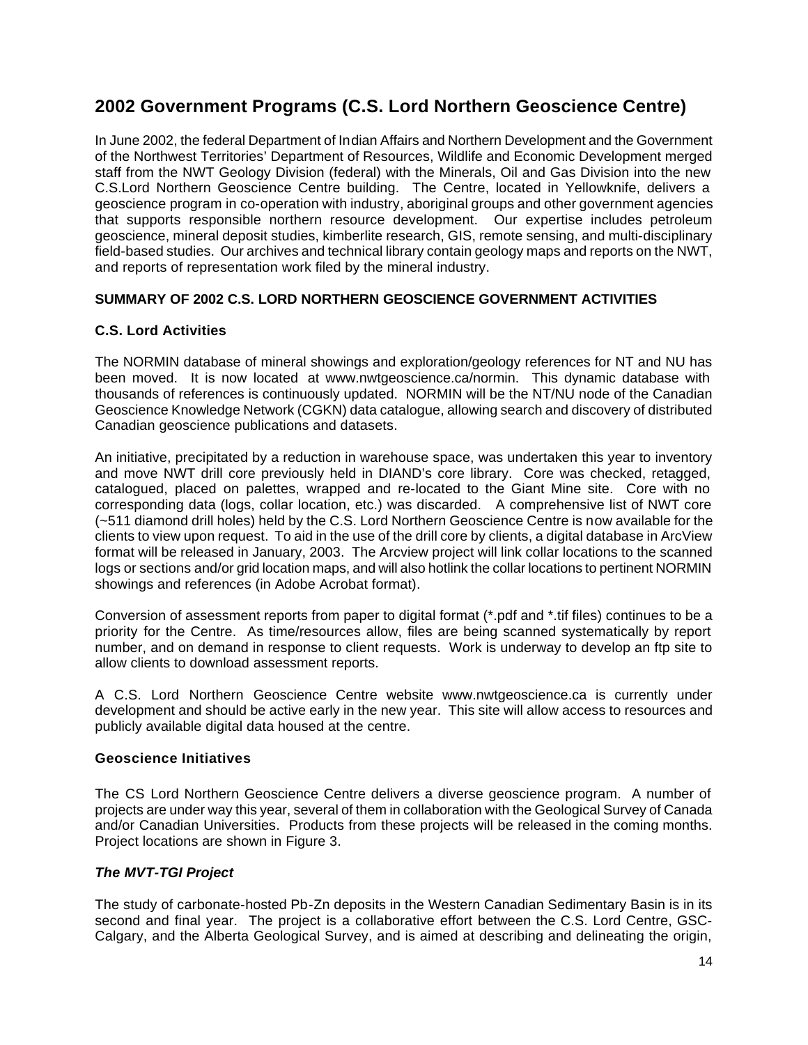## 2002 Government Programs (C.S. Lord Northern Geoscience Centre)

In June 2002, the federal Department of Indian Affairs and Northern Development and the Government of the Northwest Territories' Department of Resources, Wildlife and Economic Development merged staff from the NWT Geology Division (federal) with the Minerals, Oil and Gas Division into the new C.S.Lord Northern Geoscience Centre building. The Centre, located in Yellowknife, delivers a geoscience program in co-operation with industry, aboriginal groups and other government agencies that supports responsible northern resource development. Our expertise includes petroleum geoscience, mineral deposit studies, kimberlite research, GIS, remote sensing, and multi-disciplinary field-based studies. Our archives and technical library contain geology maps and reports on the NWT, and reports of representation work filed by the mineral industry.

**SUMMARY OF 2002 C.S. LORD NORTHERN GEOSCIENCE GOVERNMENT ACTIVITIES**

**C.S. Lord Activities**

The NORMIN database of mineral showings and exploration/geology references for NT and NU has been moved. It is now located at www.nwtgeoscience.ca/normin. This dynamic database with thousands of references is continuously updated. NORMIN will be the NT/NU node of the Canadian Geoscience Knowledge Network (CGKN) data catalogue, allowing search and discovery of distributed Canadian geoscience publications and datasets.

An initiative, precipitated by a reduction in warehouse space, was undertaken this year to inventory and move NWT drill core previously held in DIAND's core library. Core was checked, retagged, catalogued, placed on palettes, wrapped and re-located to the Giant Mine site. Core with no corresponding data (logs, collar location, etc.) was discarded. A comprehensive list of NWT core (~511 diamond drill holes) held by the C.S. Lord Northern Geoscience Centre is now available for the clients to view upon request. To aid in the use of the drill core by clients, a digital database in ArcView format will be released in January, 2003. The Arcview project will link collar locations to the scanned logs or sections and/or grid location maps, and will also hotlink the collar locations to pertinent NORMIN showings and references (in Adobe Acrobat format).

Conversion of assessment reports from paper to digital format (*.pdf and *.tif files) continues to be a priority for the Centre. As time/resources allow, files are being scanned systematically by report number, and on demand in response to client requests. Work is underway to develop an ftp site to allow clients to download assessment reports.

A C.S. Lord Northern Geoscience Centre website www.nwtgeoscience.ca is currently under development and should be active early in the new year. This site will allow access to resources and publicly available digital data housed at the centre.

**Geoscience Initiatives**

The CS Lord Northern Geoscience Centre delivers a diverse geoscience program. A number of projects are under way this year, several of them in collaboration with the Geological Survey of Canada and/or Canadian Universities. Products from these projects will be released in the coming months. Project locations are shown in Figure 3.

***The MVT-TGI Project***

The study of carbonate-hosted Pb-Zn deposits in the Western Canadian Sedimentary Basin is in its second and final year. The project is a collaborative effort between the C.S. Lord Centre, GSC-Calgary, and the Alberta Geological Survey, and is aimed at describing and delineating the origin,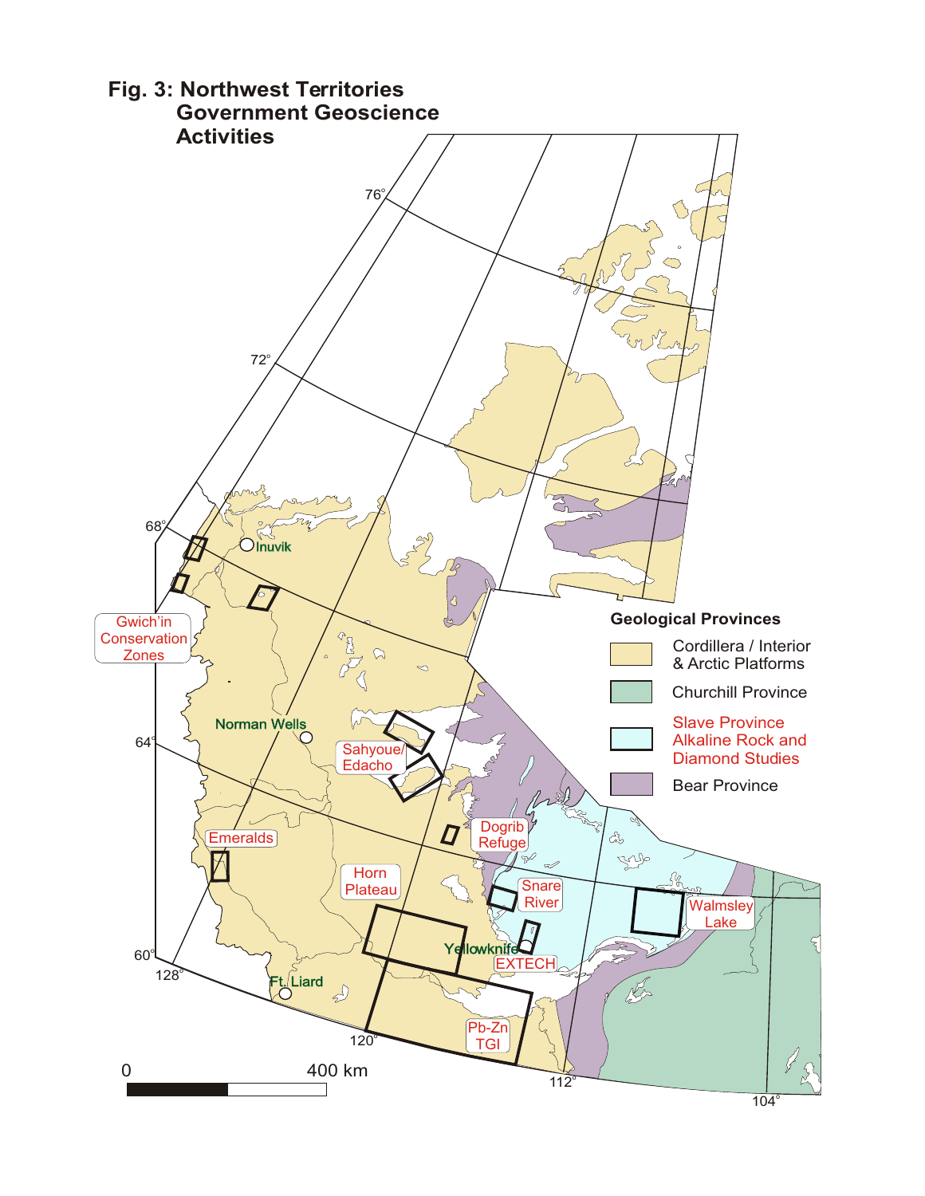# Fig. 3: Northwest Territories Government Geoscience Activities

**Geological Provinces**

- Cordillera / Interior & Arctic Platforms
- Churchill Province
- Slave Province Alkaline Rock and Diamond Studies
- Bear Province

Gwich'in Conservation Zones

Inuvik

Norman Wells

Sahyoue/ Edacho

Dogrib Refuge

Emeralds

Horn Plateau

Snare River

Walmsley Lake

Yellowknife

EXTECH

Ft. Liard

Pb-Zn TGI

76°

72°

68°

64°

60°

128°

120°

112°

104°

0 400 km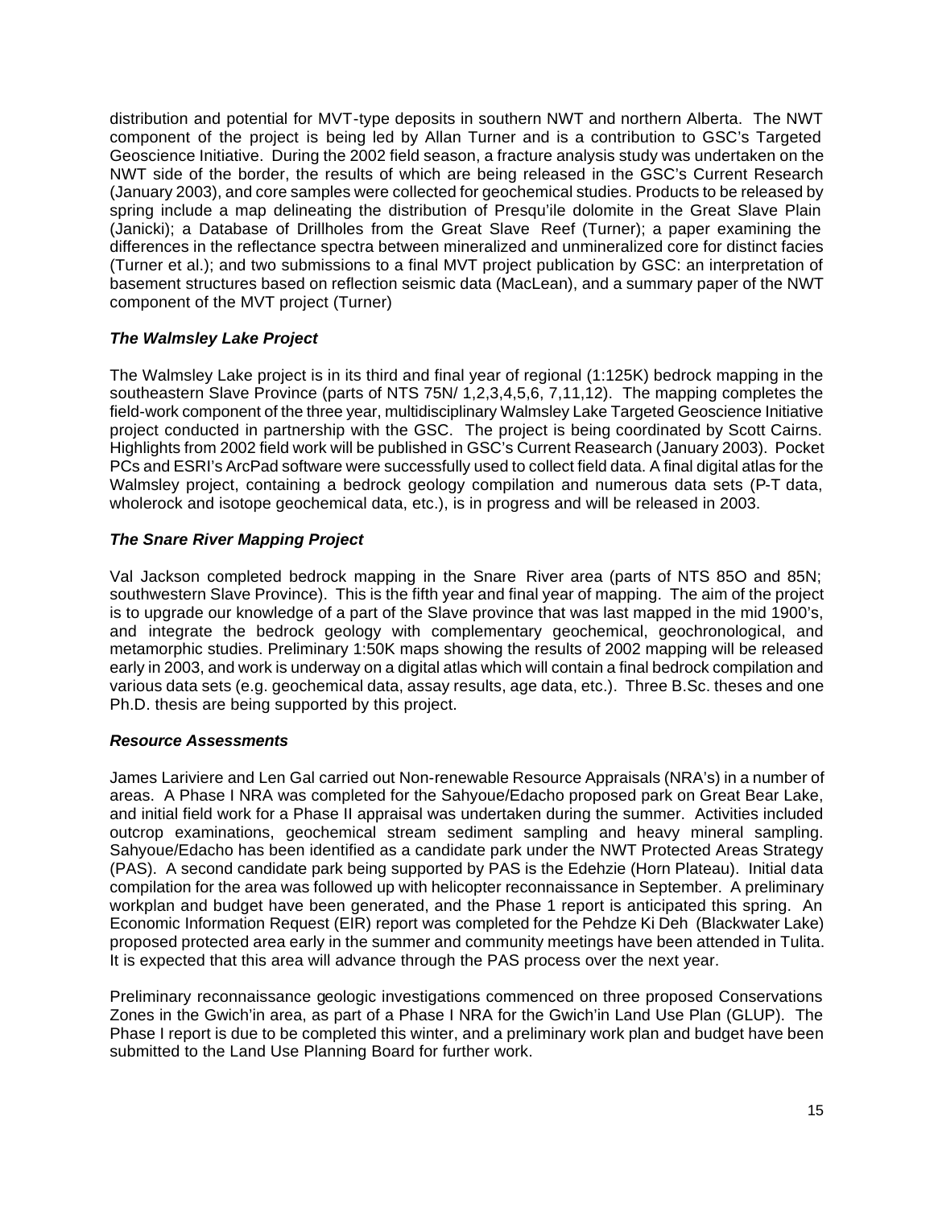distribution and potential for MVT-type deposits in southern NWT and northern Alberta. The NWT component of the project is being led by Allan Turner and is a contribution to GSC's Targeted Geoscience Initiative. During the 2002 field season, a fracture analysis study was undertaken on the NWT side of the border, the results of which are being released in the GSC's Current Research (January 2003), and core samples were collected for geochemical studies. Products to be released by spring include a map delineating the distribution of Presqu'ile dolomite in the Great Slave Plain (Janicki); a Database of Drillholes from the Great Slave Reef (Turner); a paper examining the differences in the reflectance spectra between mineralized and unmineralized core for distinct facies (Turner et al.); and two submissions to a final MVT project publication by GSC: an interpretation of basement structures based on reflection seismic data (MacLean), and a summary paper of the NWT component of the MVT project (Turner)

### *The Walmsley Lake Project*

The Walmsley Lake project is in its third and final year of regional (1:125K) bedrock mapping in the southeastern Slave Province (parts of NTS 75N/ 1,2,3,4,5,6, 7,11,12). The mapping completes the field-work component of the three year, multidisciplinary Walmsley Lake Targeted Geoscience Initiative project conducted in partnership with the GSC. The project is being coordinated by Scott Cairns. Highlights from 2002 field work will be published in GSC's Current Reasearch (January 2003). Pocket PCs and ESRI's ArcPad software were successfully used to collect field data. A final digital atlas for the Walmsley project, containing a bedrock geology compilation and numerous data sets (P-T data, wholerock and isotope geochemical data, etc.), is in progress and will be released in 2003.

### *The Snare River Mapping Project*

Val Jackson completed bedrock mapping in the Snare River area (parts of NTS 85O and 85N; southwestern Slave Province). This is the fifth year and final year of mapping. The aim of the project is to upgrade our knowledge of a part of the Slave province that was last mapped in the mid 1900's, and integrate the bedrock geology with complementary geochemical, geochronological, and metamorphic studies. Preliminary 1:50K maps showing the results of 2002 mapping will be released early in 2003, and work is underway on a digital atlas which will contain a final bedrock compilation and various data sets (e.g. geochemical data, assay results, age data, etc.). Three B.Sc. theses and one Ph.D. thesis are being supported by this project.

### *Resource Assessments*

James Lariviere and Len Gal carried out Non-renewable Resource Appraisals (NRA's) in a number of areas. A Phase I NRA was completed for the Sahyoue/Edacho proposed park on Great Bear Lake, and initial field work for a Phase II appraisal was undertaken during the summer. Activities included outcrop examinations, geochemical stream sediment sampling and heavy mineral sampling. Sahyoue/Edacho has been identified as a candidate park under the NWT Protected Areas Strategy (PAS). A second candidate park being supported by PAS is the Edehzie (Horn Plateau). Initial data compilation for the area was followed up with helicopter reconnaissance in September. A preliminary workplan and budget have been generated, and the Phase 1 report is anticipated this spring. An Economic Information Request (EIR) report was completed for the Pehdze Ki Deh (Blackwater Lake) proposed protected area early in the summer and community meetings have been attended in Tulita. It is expected that this area will advance through the PAS process over the next year.

Preliminary reconnaissance geologic investigations commenced on three proposed Conservations Zones in the Gwich'in area, as part of a Phase I NRA for the Gwich'in Land Use Plan (GLUP). The Phase I report is due to be completed this winter, and a preliminary work plan and budget have been submitted to the Land Use Planning Board for further work.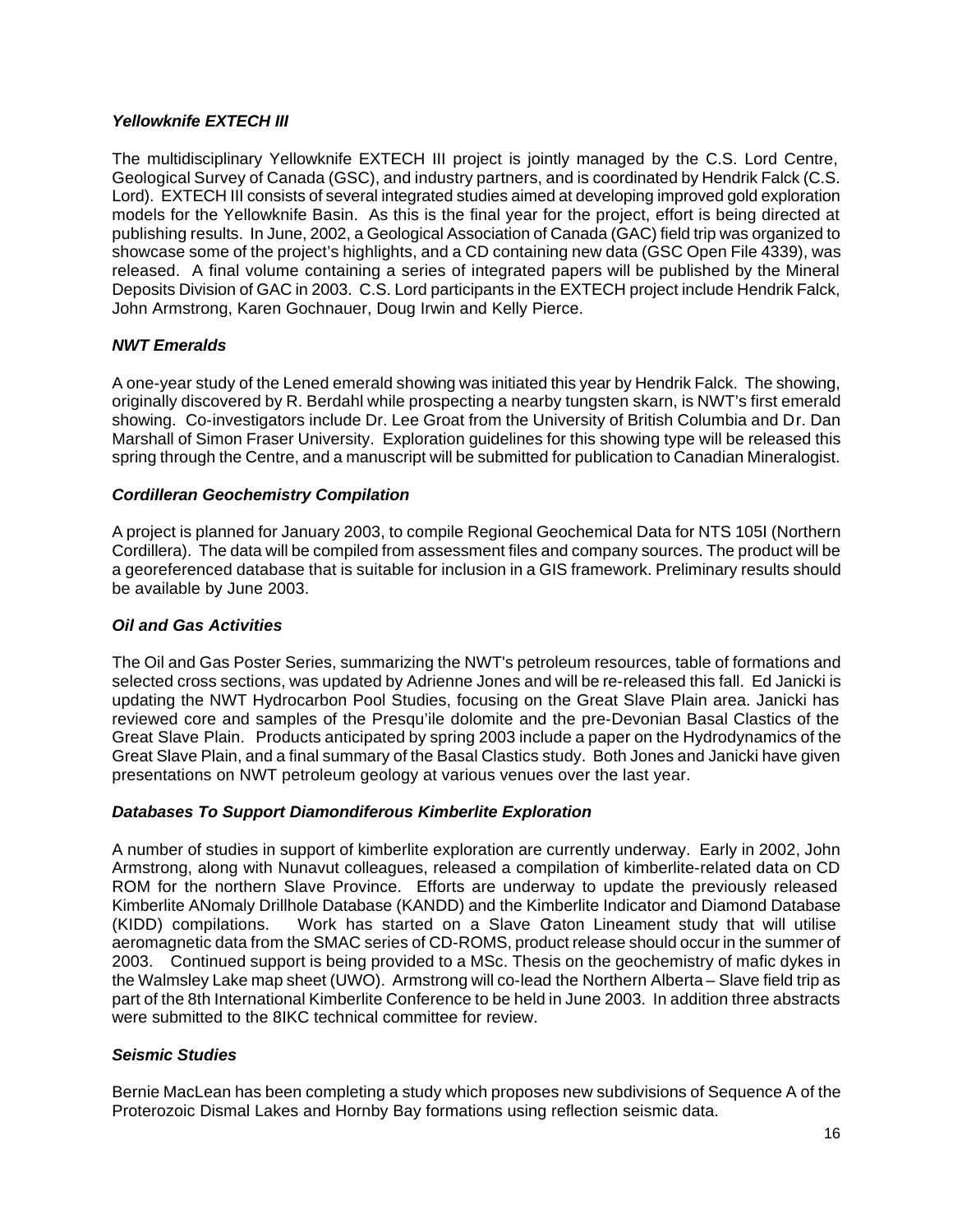### *Yellowknife EXTECH III*

The multidisciplinary Yellowknife EXTECH III project is jointly managed by the C.S. Lord Centre, Geological Survey of Canada (GSC), and industry partners, and is coordinated by Hendrik Falck (C.S. Lord). EXTECH III consists of several integrated studies aimed at developing improved gold exploration models for the Yellowknife Basin. As this is the final year for the project, effort is being directed at publishing results. In June, 2002, a Geological Association of Canada (GAC) field trip was organized to showcase some of the project's highlights, and a CD containing new data (GSC Open File 4339), was released. A final volume containing a series of integrated papers will be published by the Mineral Deposits Division of GAC in 2003. C.S. Lord participants in the EXTECH project include Hendrik Falck, John Armstrong, Karen Gochnauer, Doug Irwin and Kelly Pierce.

### *NWT Emeralds*

A one-year study of the Lened emerald showing was initiated this year by Hendrik Falck. The showing, originally discovered by R. Berdahl while prospecting a nearby tungsten skarn, is NWT's first emerald showing. Co-investigators include Dr. Lee Groat from the University of British Columbia and Dr. Dan Marshall of Simon Fraser University. Exploration guidelines for this showing type will be released this spring through the Centre, and a manuscript will be submitted for publication to Canadian Mineralogist.

### *Cordilleran Geochemistry Compilation*

A project is planned for January 2003, to compile Regional Geochemical Data for NTS 105I (Northern Cordillera). The data will be compiled from assessment files and company sources. The product will be a georeferenced database that is suitable for inclusion in a GIS framework. Preliminary results should be available by June 2003.

### *Oil and Gas Activities*

The Oil and Gas Poster Series, summarizing the NWT's petroleum resources, table of formations and selected cross sections, was updated by Adrienne Jones and will be re-released this fall. Ed Janicki is updating the NWT Hydrocarbon Pool Studies, focusing on the Great Slave Plain area. Janicki has reviewed core and samples of the Presqu'ile dolomite and the pre-Devonian Basal Clastics of the Great Slave Plain. Products anticipated by spring 2003 include a paper on the Hydrodynamics of the Great Slave Plain, and a final summary of the Basal Clastics study. Both Jones and Janicki have given presentations on NWT petroleum geology at various venues over the last year.

### *Databases To Support Diamondiferous Kimberlite Exploration*

A number of studies in support of kimberlite exploration are currently underway. Early in 2002, John Armstrong, along with Nunavut colleagues, released a compilation of kimberlite-related data on CD ROM for the northern Slave Province. Efforts are underway to update the previously released Kimberlite ANomaly Drillhole Database (KANDD) and the Kimberlite Indicator and Diamond Database (KIDD) compilations. Work has started on a Slave Craton Lineament study that will utilise aeromagnetic data from the SMAC series of CD-ROMS, product release should occur in the summer of 2003. Continued support is being provided to a MSc. Thesis on the geochemistry of mafic dykes in the Walmsley Lake map sheet (UWO). Armstrong will co-lead the Northern Alberta – Slave field trip as part of the 8th International Kimberlite Conference to be held in June 2003. In addition three abstracts were submitted to the 8IKC technical committee for review.

### *Seismic Studies*

Bernie MacLean has been completing a study which proposes new subdivisions of Sequence A of the Proterozoic Dismal Lakes and Hornby Bay formations using reflection seismic data.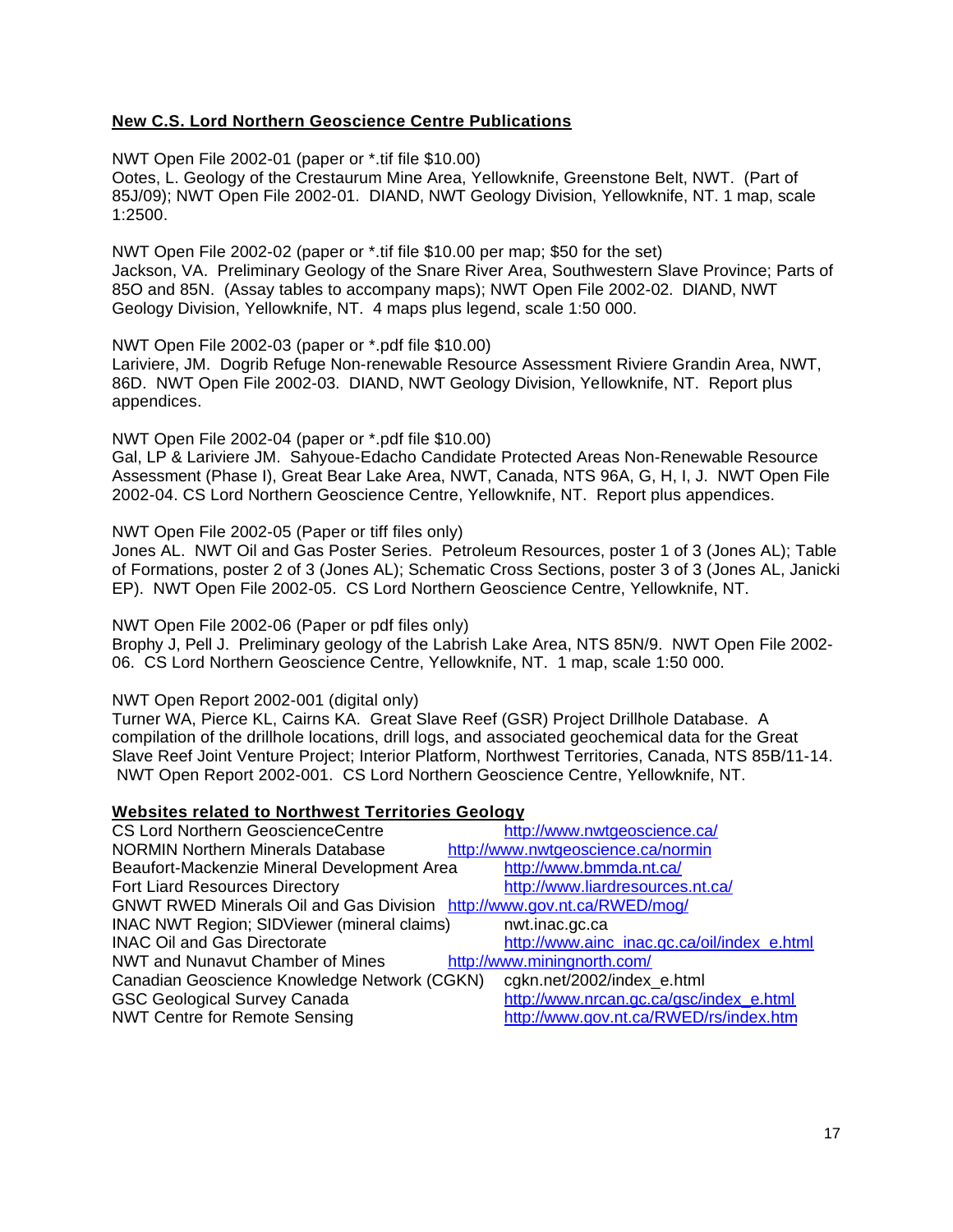## New C.S. Lord Northern Geoscience Centre Publications

NWT Open File 2002-01 (paper or *.tif file $10.00)
Ootes, L. Geology of the Crestaurum Mine Area, Yellowknife, Greenstone Belt, NWT. (Part of 85J/09); NWT Open File 2002-01. DIAND, NWT Geology Division, Yellowknife, NT. 1 map, scale 1:2500.

NWT Open File 2002-02 (paper or *.tif file $10.00 per map; $50 for the set)
Jackson, VA. Preliminary Geology of the Snare River Area, Southwestern Slave Province; Parts of 85O and 85N. (Assay tables to accompany maps); NWT Open File 2002-02. DIAND, NWT Geology Division, Yellowknife, NT. 4 maps plus legend, scale 1:50 000.

NWT Open File 2002-03 (paper or *.pdf file $10.00)
Lariviere, JM. Dogrib Refuge Non-renewable Resource Assessment Riviere Grandin Area, NWT, 86D. NWT Open File 2002-03. DIAND, NWT Geology Division, Yellowknife, NT. Report plus appendices.

NWT Open File 2002-04 (paper or *.pdf file $10.00)
Gal, LP & Lariviere JM. Sahyoue-Edacho Candidate Protected Areas Non-Renewable Resource Assessment (Phase I), Great Bear Lake Area, NWT, Canada, NTS 96A, G, H, I, J. NWT Open File 2002-04. CS Lord Northern Geoscience Centre, Yellowknife, NT. Report plus appendices.

NWT Open File 2002-05 (Paper or tiff files only)
Jones AL. NWT Oil and Gas Poster Series. Petroleum Resources, poster 1 of 3 (Jones AL); Table of Formations, poster 2 of 3 (Jones AL); Schematic Cross Sections, poster 3 of 3 (Jones AL, Janicki EP). NWT Open File 2002-05. CS Lord Northern Geoscience Centre, Yellowknife, NT.

NWT Open File 2002-06 (Paper or pdf files only)
Brophy J, Pell J. Preliminary geology of the Labrish Lake Area, NTS 85N/9. NWT Open File 2002-06. CS Lord Northern Geoscience Centre, Yellowknife, NT. 1 map, scale 1:50 000.

NWT Open Report 2002-001 (digital only)
Turner WA, Pierce KL, Cairns KA. Great Slave Reef (GSR) Project Drillhole Database. A compilation of the drillhole locations, drill logs, and associated geochemical data for the Great Slave Reef Joint Venture Project; Interior Platform, Northwest Territories, Canada, NTS 85B/11-14. NWT Open Report 2002-001. CS Lord Northern Geoscience Centre, Yellowknife, NT.

## Websites related to Northwest Territories Geology

| | |
|---|---|
| CS Lord Northern GeoscienceCentre | http://www.nwtgeoscience.ca/ |
| NORMIN Northern Minerals Database | http://www.nwtgeoscience.ca/normin |
| Beaufort-Mackenzie Mineral Development Area | http://www.bmmda.nt.ca/ |
| Fort Liard Resources Directory | http://www.liardresources.nt.ca/ |
| GNWT RWED Minerals Oil and Gas Division | http://www.gov.nt.ca/RWED/mog/ |
| INAC NWT Region; SIDViewer (mineral claims) | nwt.inac.gc.ca |
| INAC Oil and Gas Directorate | http://www.ainc_inac.gc.ca/oil/index_e.html |
| NWT and Nunavut Chamber of Mines | http://www.miningnorth.com/ |
| Canadian Geoscience Knowledge Network (CGKN) | cgkn.net/2002/index_e.html |
| GSC Geological Survey Canada | http://www.nrcan.gc.ca/gsc/index_e.html |
| NWT Centre for Remote Sensing | http://www.gov.nt.ca/RWED/rs/index.htm |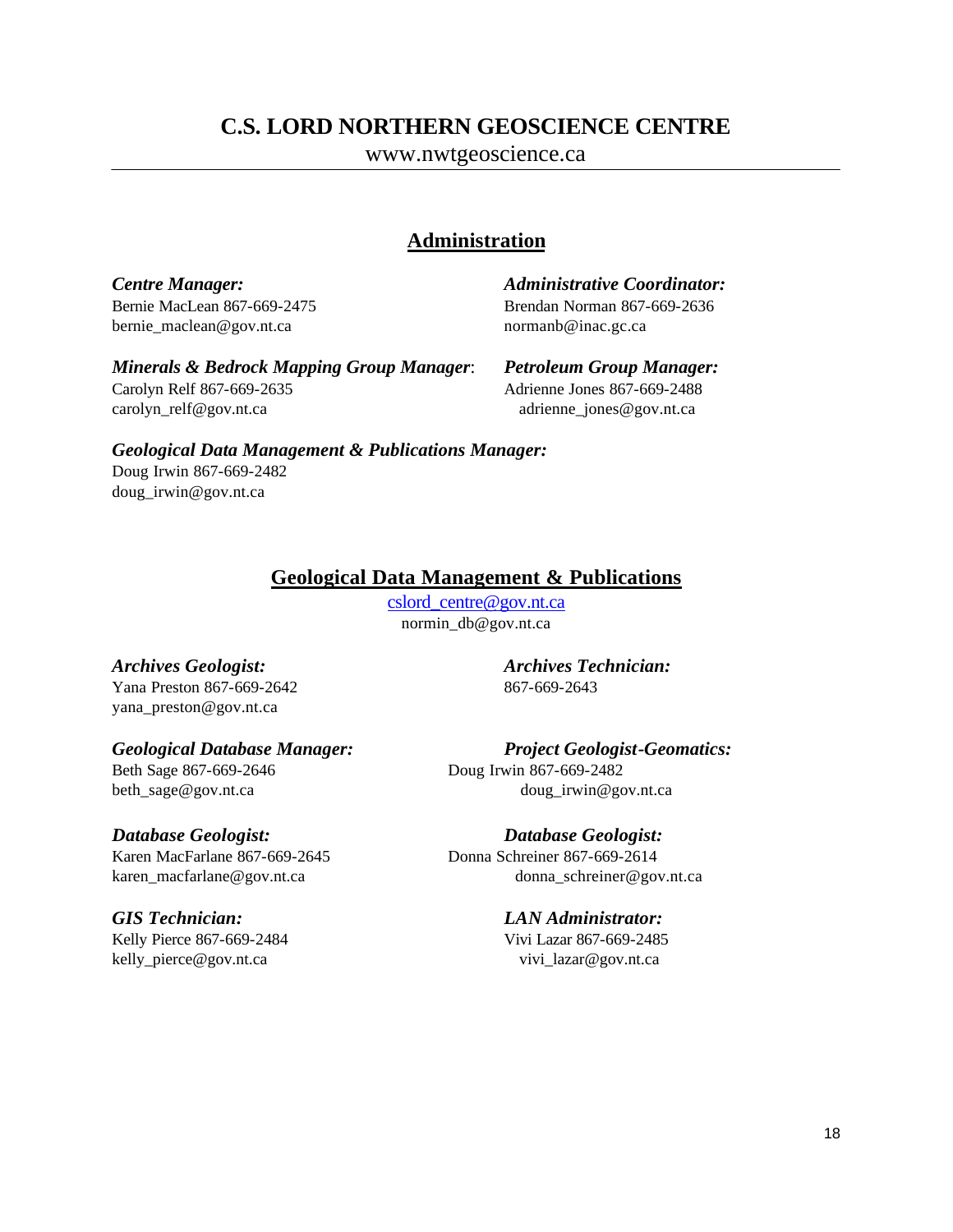# C.S. LORD NORTHERN GEOSCIENCE CENTRE

www.nwtgeoscience.ca

## Administration

***Centre Manager:***
Bernie MacLean 867-669-2475
bernie_maclean@gov.nt.ca

***Administrative Coordinator:***
Brendan Norman 867-669-2636
normanb@inac.gc.ca

***Minerals & Bedrock Mapping Group Manager***:
Carolyn Relf 867-669-2635
carolyn_relf@gov.nt.ca

***Petroleum Group Manager:***
Adrienne Jones 867-669-2488
adrienne_jones@gov.nt.ca

***Geological Data Management & Publications Manager:***
Doug Irwin 867-669-2482
doug_irwin@gov.nt.ca

## Geological Data Management & Publications

cslord_centre@gov.nt.ca
normin_db@gov.nt.ca

***Archives Geologist:***
Yana Preston 867-669-2642
yana_preston@gov.nt.ca

***Archives Technician:***
867-669-2643

***Geological Database Manager:***
Beth Sage 867-669-2646
beth_sage@gov.nt.ca

***Project Geologist-Geomatics:***
Doug Irwin 867-669-2482
doug_irwin@gov.nt.ca

***Database Geologist:***
Karen MacFarlane 867-669-2645
karen_macfarlane@gov.nt.ca

***Database Geologist:***
Donna Schreiner 867-669-2614
donna_schreiner@gov.nt.ca

***GIS Technician:***
Kelly Pierce 867-669-2484
kelly_pierce@gov.nt.ca

***LAN Administrator:***
Vivi Lazar 867-669-2485
vivi_lazar@gov.nt.ca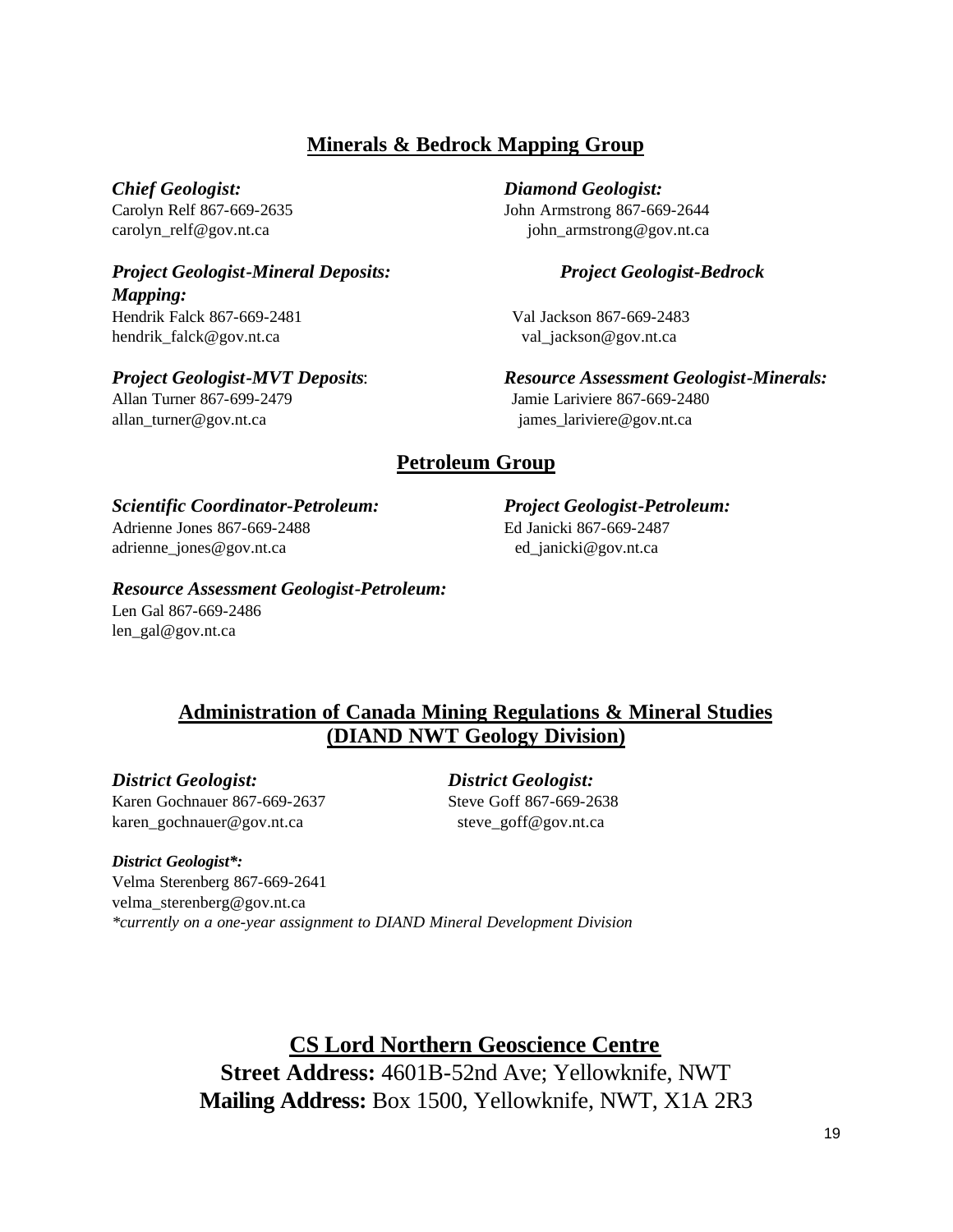## Minerals & Bedrock Mapping Group

***Chief Geologist:***
Carolyn Relf 867-669-2635
carolyn_relf@gov.nt.ca

***Diamond Geologist:***
John Armstrong 867-669-2644
john_armstrong@gov.nt.ca

***Project Geologist-Mineral Deposits:***
Hendrik Falck 867-669-2481
hendrik_falck@gov.nt.ca

***Project Geologist-Bedrock Mapping:***
Val Jackson 867-669-2483
val_jackson@gov.nt.ca

***Project Geologist-MVT Deposits***:
Allan Turner 867-699-2479
allan_turner@gov.nt.ca

***Resource Assessment Geologist-Minerals:***
Jamie Lariviere 867-669-2480
james_lariviere@gov.nt.ca

## Petroleum Group

***Scientific Coordinator-Petroleum:***
Adrienne Jones 867-669-2488
adrienne_jones@gov.nt.ca

***Project Geologist-Petroleum:***
Ed Janicki 867-669-2487
ed_janicki@gov.nt.ca

***Resource Assessment Geologist-Petroleum:***
Len Gal 867-669-2486
len_gal@gov.nt.ca

## Administration of Canada Mining Regulations & Mineral Studies (DIAND NWT Geology Division)

***District Geologist:***
Karen Gochnauer 867-669-2637
karen_gochnauer@gov.nt.ca

***District Geologist:***
Steve Goff 867-669-2638
steve_goff@gov.nt.ca

***District Geologist*:***
Velma Sterenberg 867-669-2641
velma_sterenberg@gov.nt.ca
*\*currently on a one-year assignment to DIAND Mineral Development Division*

## CS Lord Northern Geoscience Centre

**Street Address:** 4601B-52nd Ave; Yellowknife, NWT
**Mailing Address:** Box 1500, Yellowknife, NWT, X1A 2R3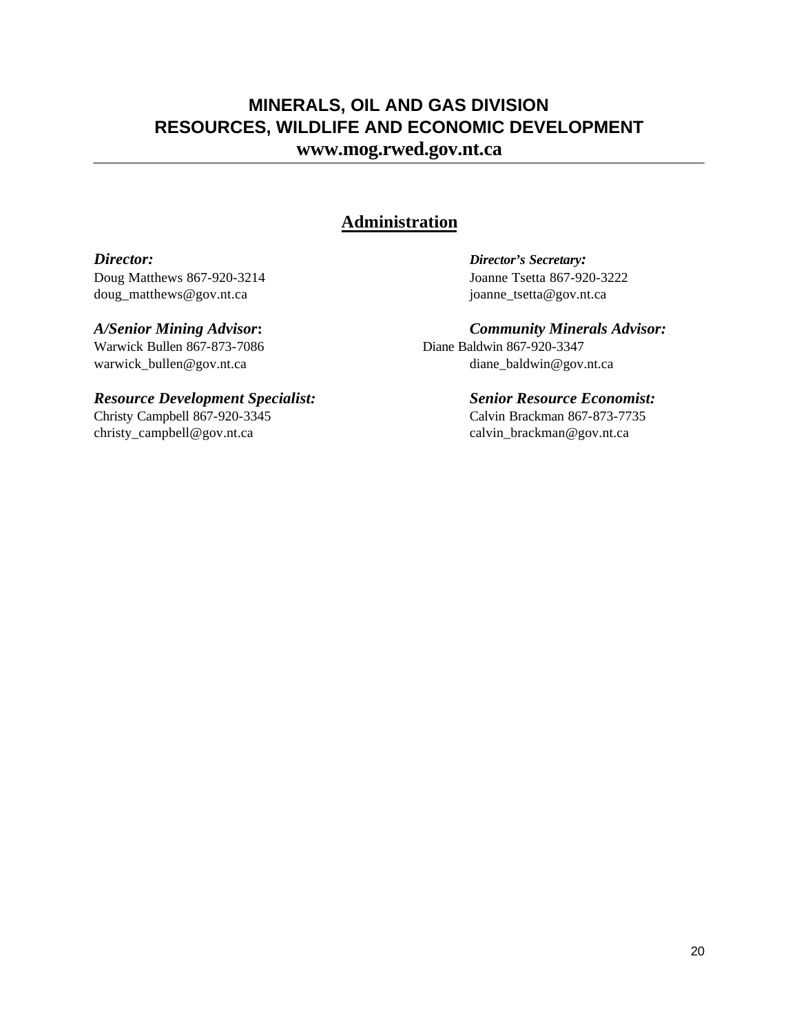# MINERALS, OIL AND GAS DIVISION
# RESOURCES, WILDLIFE AND ECONOMIC DEVELOPMENT
# www.mog.rwed.gov.nt.ca

## Administration

***Director:***
Doug Matthews 867-920-3214
doug_matthews@gov.nt.ca

***Director's Secretary:***
Joanne Tsetta 867-920-3222
joanne_tsetta@gov.nt.ca

***A/Senior Mining Advisor*:**
Warwick Bullen 867-873-7086
warwick_bullen@gov.nt.ca

***Community Minerals Advisor:***
Diane Baldwin 867-920-3347
diane_baldwin@gov.nt.ca

***Resource Development Specialist:***
Christy Campbell 867-920-3345
christy_campbell@gov.nt.ca

***Senior Resource Economist:***
Calvin Brackman 867-873-7735
calvin_brackman@gov.nt.ca